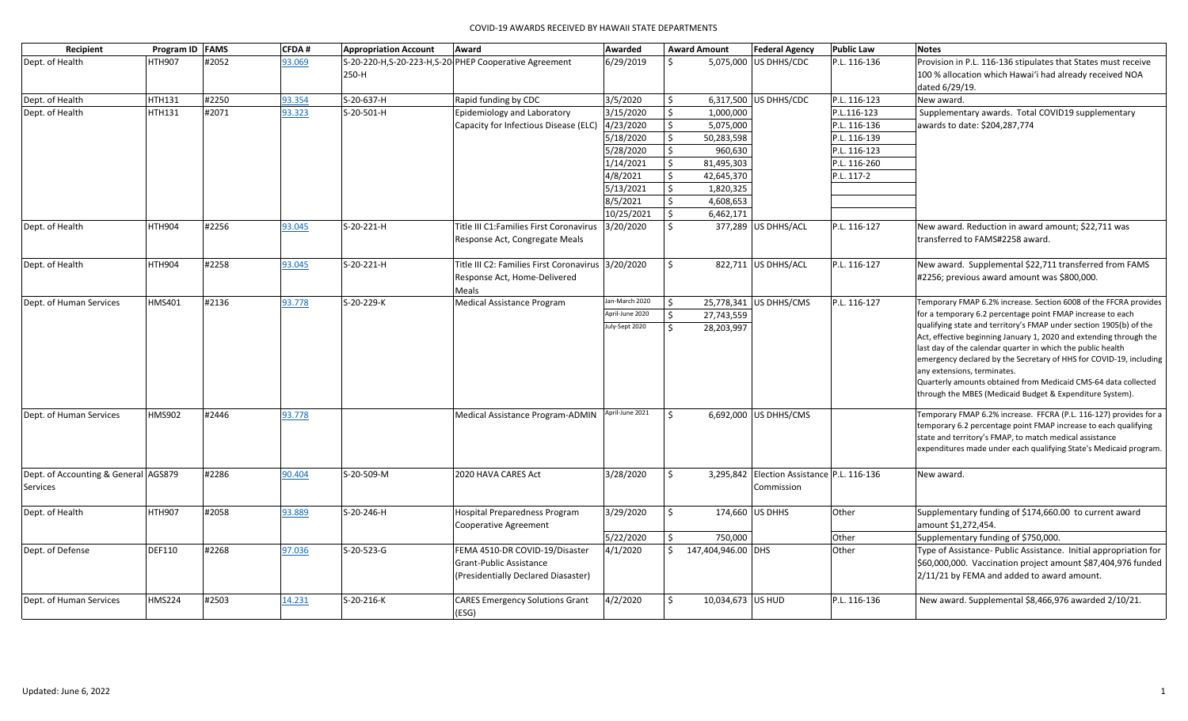# COVID-19 AWARDS RECEIVED BY HAWAII STATE DEPARTMENTS

| Recipient | Program ID | FAMS | CFDA # | Appropriation Account | Award | Awarded | Award Amount | Federal Agency | Public Law | Notes |
|---|---|---|---|---|---|---|---|---|---|---|
| Dept. of Health | HTH907 | #2052 | 93.069 | S-20-220-H,S-20-223-H,S-20-250-H | PHEP Cooperative Agreement | 6/29/2019 | $ 5,075,000 | US DHHS/CDC | P.L. 116-136 | Provision in P.L. 116-136 stipulates that States must receive 100 % allocation which Hawai'i had already received NOA dated 6/29/19. |
| Dept. of Health | HTH131 | #2250 | 93.354 | S-20-637-H | Rapid funding by CDC | 3/5/2020 | $ 6,317,500 | US DHHS/CDC | P.L. 116-123 | New award. |
| Dept. of Health | HTH131 | #2071 | 93.323 | S-20-501-H | Epidemiology and Laboratory Capacity for Infectious Disease (ELC) | 3/15/2020 | $ 1,000,000 | | P.L.116-123 | Supplementary awards. Total COVID19 supplementary awards to date: $204,287,774 |
| | | | | | | 4/23/2020 | $ 5,075,000 | | P.L. 116-136 | |
| | | | | | | 5/18/2020 | $ 50,283,598 | | P.L. 116-139 | |
| | | | | | | 5/28/2020 | $ 960,630 | | P.L. 116-123 | |
| | | | | | | 1/14/2021 | $ 81,495,303 | | P.L. 116-260 | |
| | | | | | | 4/8/2021 | $ 42,645,370 | | P.L. 117-2 | |
| | | | | | | 5/13/2021 | $ 1,820,325 | | | |
| | | | | | | 8/5/2021 | $ 4,608,653 | | | |
| | | | | | | 10/25/2021 | $ 6,462,171 | | | |
| Dept. of Health | HTH904 | #2256 | 93.045 | S-20-221-H | Title III C1:Families First Coronavirus Response Act, Congregate Meals | 3/20/2020 | $ 377,289 | US DHHS/ACL | P.L. 116-127 | New award. Reduction in award amount; $22,711 was transferred to FAMS#2258 award. |
| Dept. of Health | HTH904 | #2258 | 93.045 | S-20-221-H | Title III C2: Families First Coronavirus Response Act, Home-Delivered Meals | 3/20/2020 | $ 822,711 | US DHHS/ACL | P.L. 116-127 | New award. Supplemental $22,711 transferred from FAMS #2256; previous award amount was $800,000. |
| Dept. of Human Services | HMS401 | #2136 | 93.778 | S-20-229-K | Medical Assistance Program | Jan-March 2020 | $ 25,778,341 | US DHHS/CMS | P.L. 116-127 | Temporary FMAP 6.2% increase. Section 6008 of the FFCRA provides for a temporary 6.2 percentage point FMAP increase to each qualifying state and territory's FMAP under section 1905(b) of the Act, effective beginning January 1, 2020 and extending through the last day of the calendar quarter in which the public health emergency declared by the Secretary of HHS for COVID-19, including any extensions, terminates. Quarterly amounts obtained from Medicaid CMS-64 data collected through the MBES (Medicaid Budget & Expenditure System). |
| | | | | | | April-June 2020 | $ 27,743,559 | | | |
| | | | | | | July-Sept 2020 | $ 28,203,997 | | | |
| Dept. of Human Services | HMS902 | #2446 | 93.778 | | Medical Assistance Program-ADMIN | April-June 2021 | $ 6,692,000 | US DHHS/CMS | | Temporary FMAP 6.2% increase. FFCRA (P.L. 116-127) provides for a temporary 6.2 percentage point FMAP increase to each qualifying state and territory's FMAP, to match medical assistance expenditures made under each qualifying State's Medicaid program. |
| Dept. of Accounting & General Services | AGS879 | #2286 | 90.404 | S-20-509-M | 2020 HAVA CARES Act | 3/28/2020 | $ 3,295,842 | Election Assistance Commission | P.L. 116-136 | New award. |
| Dept. of Health | HTH907 | #2058 | 93.889 | S-20-246-H | Hospital Preparedness Program Cooperative Agreement | 3/29/2020 | $ 174,660 | US DHHS | Other | Supplementary funding of $174,660.00 to current award amount $1,272,454. |
| | | | | | | 5/22/2020 | $ 750,000 | | Other | Supplementary funding of $750,000. |
| Dept. of Defense | DEF110 | #2268 | 97.036 | S-20-523-G | FEMA 4510-DR COVID-19/Disaster Grant-Public Assistance (Presidentially Declared Diasaster) | 4/1/2020 | $ 147,404,946.00 | DHS | Other | Type of Assistance- Public Assistance. Initial appropriation for $60,000,000. Vaccination project amount $87,404,976 funded 2/11/21 by FEMA and added to award amount. |
| Dept. of Human Services | HMS224 | #2503 | 14.231 | S-20-216-K | CARES Emergency Solutions Grant (ESG) | 4/2/2020 | $ 10,034,673 | US HUD | P.L. 116-136 | New award. Supplemental $8,466,976 awarded 2/10/21. |

Updated: June 6, 2022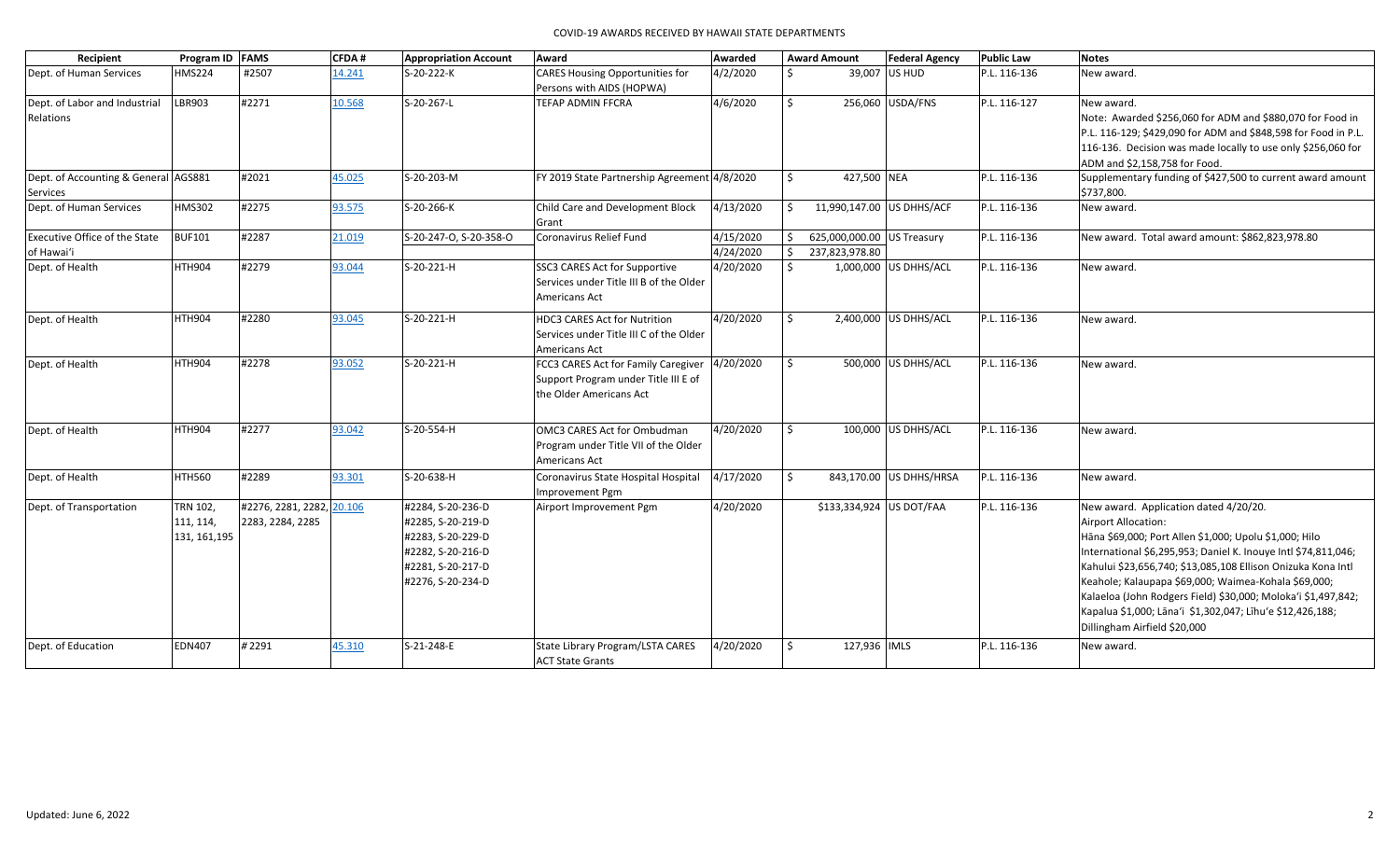# COVID-19 AWARDS RECEIVED BY HAWAII STATE DEPARTMENTS

| Recipient | Program ID | FAMS | CFDA # | Appropriation Account | Award | Awarded | Award Amount | Federal Agency | Public Law | Notes |
|---|---|---|---|---|---|---|---|---|---|---|
| Dept. of Human Services | HMS224 | #2507 | 14.241 | S-20-222-K | CARES Housing Opportunities for Persons with AIDS (HOPWA) | 4/2/2020 | $ 39,007 | US HUD | P.L. 116-136 | New award. |
| Dept. of Labor and Industrial Relations | LBR903 | #2271 | 10.568 | S-20-267-L | TEFAP ADMIN FFCRA | 4/6/2020 | $ 256,060 | USDA/FNS | P.L. 116-127 | New award.<br>Note: Awarded $256,060 for ADM and $880,070 for Food in P.L. 116-129; $429,090 for ADM and $848,598 for Food in P.L. 116-136. Decision was made locally to use only $256,060 for ADM and $2,158,758 for Food. |
| Dept. of Accounting & General Services | AGS881 | #2021 | 45.025 | S-20-203-M | FY 2019 State Partnership Agreement | 4/8/2020 | $ 427,500 | NEA | P.L. 116-136 | Supplementary funding of $427,500 to current award amount $737,800. |
| Dept. of Human Services | HMS302 | #2275 | 93.575 | S-20-266-K | Child Care and Development Block Grant | 4/13/2020 | $ 11,990,147.00 | US DHHS/ACF | P.L. 116-136 | New award. |
| Executive Office of the State of Hawai'i | BUF101 | #2287 | 21.019 | S-20-247-O, S-20-358-O | Coronavirus Relief Fund | 4/15/2020<br>4/24/2020 | $ 625,000,000.00<br>$ 237,823,978.80 | US Treasury | P.L. 116-136 | New award. Total award amount: $862,823,978.80 |
| Dept. of Health | HTH904 | #2279 | 93.044 | S-20-221-H | SSC3 CARES Act for Supportive Services under Title III B of the Older Americans Act | 4/20/2020 | $ 1,000,000 | US DHHS/ACL | P.L. 116-136 | New award. |
| Dept. of Health | HTH904 | #2280 | 93.045 | S-20-221-H | HDC3 CARES Act for Nutrition Services under Title III C of the Older Americans Act | 4/20/2020 | $ 2,400,000 | US DHHS/ACL | P.L. 116-136 | New award. |
| Dept. of Health | HTH904 | #2278 | 93.052 | S-20-221-H | FCC3 CARES Act for Family Caregiver Support Program under Title III E of the Older Americans Act | 4/20/2020 | $ 500,000 | US DHHS/ACL | P.L. 116-136 | New award. |
| Dept. of Health | HTH904 | #2277 | 93.042 | S-20-554-H | OMC3 CARES Act for Ombudman Program under Title VII of the Older Americans Act | 4/20/2020 | $ 100,000 | US DHHS/ACL | P.L. 116-136 | New award. |
| Dept. of Health | HTH560 | #2289 | 93.301 | S-20-638-H | Coronavirus State Hospital Hospital Improvement Pgm | 4/17/2020 | $ 843,170.00 | US DHHS/HRSA | P.L. 116-136 | New award. |
| Dept. of Transportation | TRN 102, 111, 114, 131, 161,195 | #2276, 2281, 2282, 2283, 2284, 2285 | 20.106 | #2284, S-20-236-D<br>#2285, S-20-219-D<br>#2283, S-20-229-D<br>#2282, S-20-216-D<br>#2281, S-20-217-D<br>#2276, S-20-234-D | Airport Improvement Pgm | 4/20/2020 | $133,334,924 | US DOT/FAA | P.L. 116-136 | New award. Application dated 4/20/20.<br>Airport Allocation:<br>Hāna $69,000; Port Allen $1,000; Upolu $1,000; Hilo International $6,295,953; Daniel K. Inouye Intl $74,811,046; Kahului $23,656,740; $13,085,108 Ellison Onizuka Kona Intl Keahole; Kalaupapa $69,000; Waimea-Kohala $69,000; Kalaeloa (John Rodgers Field) $30,000; Moloka'i $1,497,842; Kapalua $1,000; Lāna'i $1,302,047; Līhu'e $12,426,188; Dillingham Airfield $20,000 |
| Dept. of Education | EDN407 | # 2291 | 45.310 | S-21-248-E | State Library Program/LSTA CARES ACT State Grants | 4/20/2020 | $ 127,936 | IMLS | P.L. 116-136 | New award. |

Updated: June 6, 2022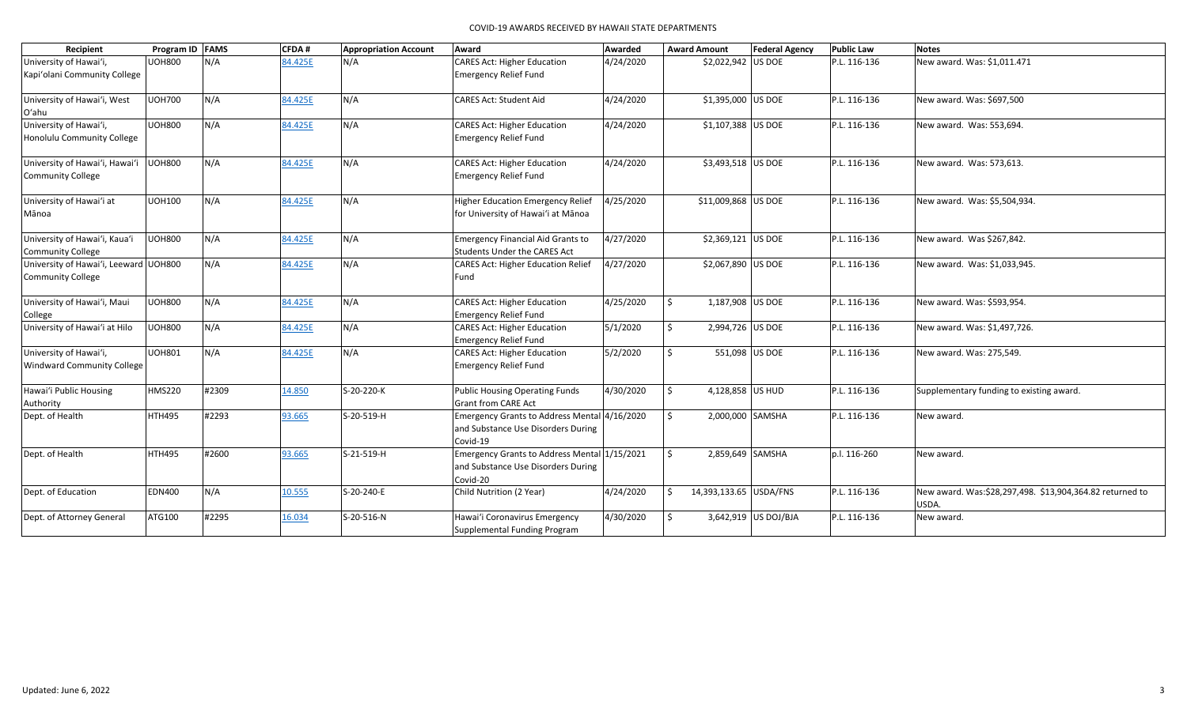| Recipient | Program ID | FAMS | CFDA # | Appropriation Account | Award | Awarded | Award Amount | Federal Agency | Public Law | Notes |
|---|---|---|---|---|---|---|---|---|---|---|
| University of Hawai'i, Kapi'olani Community College | UOH800 | N/A | 84.425E | N/A | CARES Act: Higher Education Emergency Relief Fund | 4/24/2020 | $2,022,942 | US DOE | P.L. 116-136 | New award. Was: $1,011.471 |
| University of Hawai'i, West O'ahu | UOH700 | N/A | 84.425E | N/A | CARES Act: Student Aid | 4/24/2020 | $1,395,000 | US DOE | P.L. 116-136 | New award. Was: $697,500 |
| University of Hawai'i, Honolulu Community College | UOH800 | N/A | 84.425E | N/A | CARES Act: Higher Education Emergency Relief Fund | 4/24/2020 | $1,107,388 | US DOE | P.L. 116-136 | New award. Was: 553,694. |
| University of Hawai'i, Hawai'i Community College | UOH800 | N/A | 84.425E | N/A | CARES Act: Higher Education Emergency Relief Fund | 4/24/2020 | $3,493,518 | US DOE | P.L. 116-136 | New award. Was: 573,613. |
| University of Hawai'i at Mānoa | UOH100 | N/A | 84.425E | N/A | Higher Education Emergency Relief for University of Hawai'i at Mānoa | 4/25/2020 | $11,009,868 | US DOE | P.L. 116-136 | New award. Was: $5,504,934. |
| University of Hawai'i, Kaua'i Community College | UOH800 | N/A | 84.425E | N/A | Emergency Financial Aid Grants to Students Under the CARES Act | 4/27/2020 | $2,369,121 | US DOE | P.L. 116-136 | New award. Was $267,842. |
| University of Hawai'i, Leeward Community College | UOH800 | N/A | 84.425E | N/A | CARES Act: Higher Education Relief Fund | 4/27/2020 | $2,067,890 | US DOE | P.L. 116-136 | New award. Was: $1,033,945. |
| University of Hawai'i, Maui College | UOH800 | N/A | 84.425E | N/A | CARES Act: Higher Education Emergency Relief Fund | 4/25/2020 | $ 1,187,908 | US DOE | P.L. 116-136 | New award. Was: $593,954. |
| University of Hawai'i at Hilo | UOH800 | N/A | 84.425E | N/A | CARES Act: Higher Education Emergency Relief Fund | 5/1/2020 | $ 2,994,726 | US DOE | P.L. 116-136 | New award. Was: $1,497,726. |
| University of Hawai'i, Windward Community College | UOH801 | N/A | 84.425E | N/A | CARES Act: Higher Education Emergency Relief Fund | 5/2/2020 | $ 551,098 | US DOE | P.L. 116-136 | New award. Was: 275,549. |
| Hawai'i Public Housing Authority | HMS220 | #2309 | 14.850 | S-20-220-K | Public Housing Operating Funds Grant from CARE Act | 4/30/2020 | $ 4,128,858 | US HUD | P.L. 116-136 | Supplementary funding to existing award. |
| Dept. of Health | HTH495 | #2293 | 93.665 | S-20-519-H | Emergency Grants to Address Mental and Substance Use Disorders During Covid-19 | 4/16/2020 | $ 2,000,000 | SAMSHA | P.L. 116-136 | New award. |
| Dept. of Health | HTH495 | #2600 | 93.665 | S-21-519-H | Emergency Grants to Address Mental and Substance Use Disorders During Covid-20 | 1/15/2021 | $ 2,859,649 | SAMSHA | p.l. 116-260 | New award. |
| Dept. of Education | EDN400 | N/A | 10.555 | S-20-240-E | Child Nutrition (2 Year) | 4/24/2020 | $ 14,393,133.65 | USDA/FNS | P.L. 116-136 | New award. Was:$28,297,498. $13,904,364.82 returned to USDA. |
| Dept. of Attorney General | ATG100 | #2295 | 16.034 | S-20-516-N | Hawai'i Coronavirus Emergency Supplemental Funding Program | 4/30/2020 | $ 3,642,919 | US DOJ/BJA | P.L. 116-136 | New award. |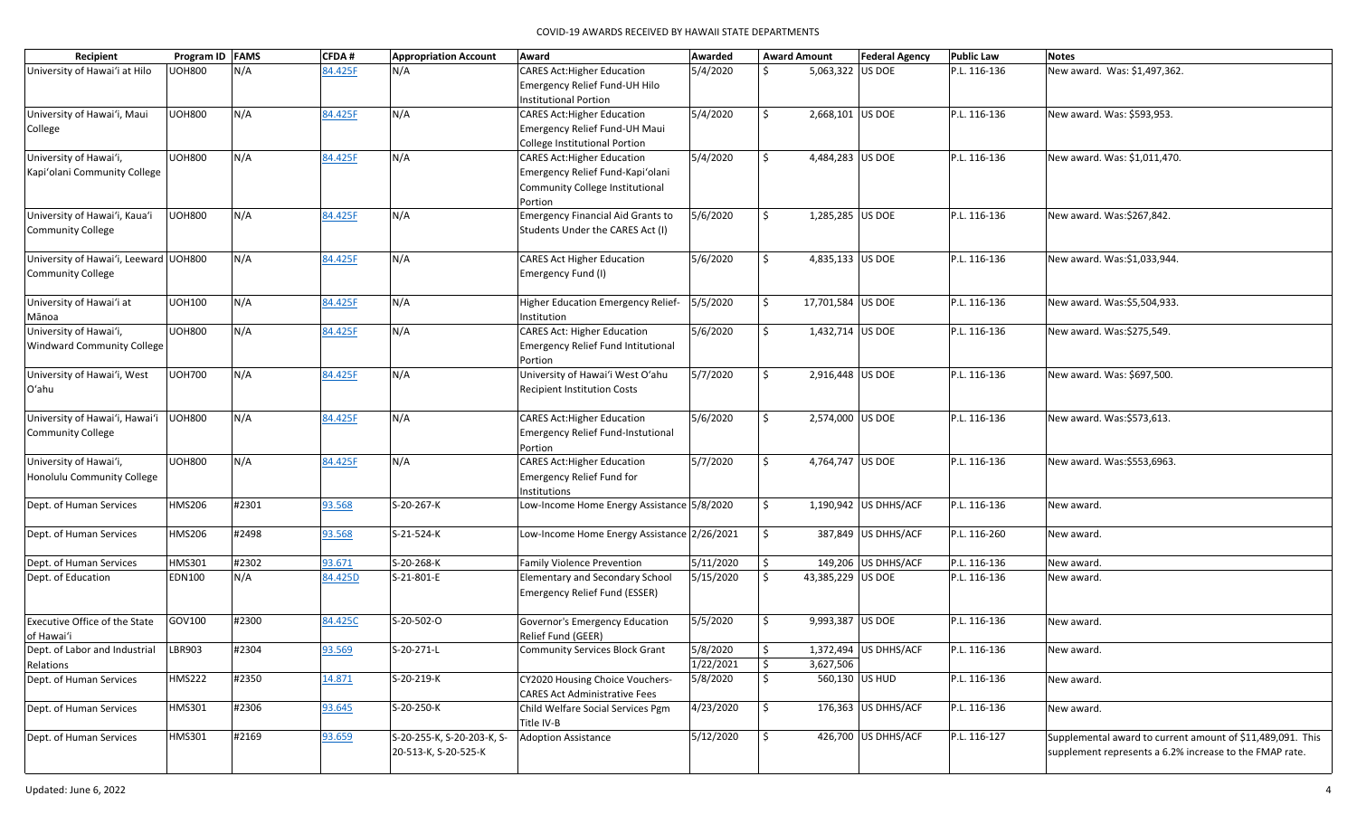| Recipient | Program ID | FAMS | CFDA # | Appropriation Account | Award | Awarded | Award Amount | Federal Agency | Public Law | Notes |
|---|---|---|---|---|---|---|---|---|---|---|
| University of Hawai'i at Hilo | UOH800 | N/A | 84.425F | N/A | CARES Act:Higher Education Emergency Relief Fund-UH Hilo Institutional Portion | 5/4/2020 | $ 5,063,322 | US DOE | P.L. 116-136 | New award. Was: $1,497,362. |
| University of Hawai'i, Maui College | UOH800 | N/A | 84.425F | N/A | CARES Act:Higher Education Emergency Relief Fund-UH Maui College Institutional Portion | 5/4/2020 | $ 2,668,101 | US DOE | P.L. 116-136 | New award. Was: $593,953. |
| University of Hawai'i, Kapi'olani Community College | UOH800 | N/A | 84.425F | N/A | CARES Act:Higher Education Emergency Relief Fund-Kapi'olani Community College Institutional Portion | 5/4/2020 | $ 4,484,283 | US DOE | P.L. 116-136 | New award. Was: $1,011,470. |
| University of Hawai'i, Kaua'i Community College | UOH800 | N/A | 84.425F | N/A | Emergency Financial Aid Grants to Students Under the CARES Act (I) | 5/6/2020 | $ 1,285,285 | US DOE | P.L. 116-136 | New award. Was:$267,842. |
| University of Hawai'i, Leeward Community College | UOH800 | N/A | 84.425F | N/A | CARES Act Higher Education Emergency Fund (I) | 5/6/2020 | $ 4,835,133 | US DOE | P.L. 116-136 | New award. Was:$1,033,944. |
| University of Hawai'i at Mānoa | UOH100 | N/A | 84.425F | N/A | Higher Education Emergency Relief-Institution | 5/5/2020 | $ 17,701,584 | US DOE | P.L. 116-136 | New award. Was:$5,504,933. |
| University of Hawai'i, Windward Community College | UOH800 | N/A | 84.425F | N/A | CARES Act: Higher Education Emergency Relief Fund Intitutional Portion | 5/6/2020 | $ 1,432,714 | US DOE | P.L. 116-136 | New award. Was:$275,549. |
| University of Hawai'i, West O'ahu | UOH700 | N/A | 84.425F | N/A | University of Hawai'i West O'ahu Recipient Institution Costs | 5/7/2020 | $ 2,916,448 | US DOE | P.L. 116-136 | New award. Was: $697,500. |
| University of Hawai'i, Hawai'i Community College | UOH800 | N/A | 84.425F | N/A | CARES Act:Higher Education Emergency Relief Fund-Instutional Portion | 5/6/2020 | $ 2,574,000 | US DOE | P.L. 116-136 | New award. Was:$573,613. |
| University of Hawai'i, Honolulu Community College | UOH800 | N/A | 84.425F | N/A | CARES Act:Higher Education Emergency Relief Fund for Institutions | 5/7/2020 | $ 4,764,747 | US DOE | P.L. 116-136 | New award. Was:$553,6963. |
| Dept. of Human Services | HMS206 | #2301 | 93.568 | S-20-267-K | Low-Income Home Energy Assistance | 5/8/2020 | $ 1,190,942 | US DHHS/ACF | P.L. 116-136 | New award. |
| Dept. of Human Services | HMS206 | #2498 | 93.568 | S-21-524-K | Low-Income Home Energy Assistance | 2/26/2021 | $ 387,849 | US DHHS/ACF | P.L. 116-260 | New award. |
| Dept. of Human Services | HMS301 | #2302 | 93.671 | S-20-268-K | Family Violence Prevention | 5/11/2020 | $ 149,206 | US DHHS/ACF | P.L. 116-136 | New award. |
| Dept. of Education | EDN100 | N/A | 84.425D | S-21-801-E | Elementary and Secondary School Emergency Relief Fund (ESSER) | 5/15/2020 | $ 43,385,229 | US DOE | P.L. 116-136 | New award. |
| Executive Office of the State of Hawai'i | GOV100 | #2300 | 84.425C | S-20-502-O | Governor's Emergency Education Relief Fund (GEER) | 5/5/2020 | $ 9,993,387 | US DOE | P.L. 116-136 | New award. |
| Dept. of Labor and Industrial Relations | LBR903 | #2304 | 93.569 | S-20-271-L | Community Services Block Grant | 5/8/2020<br>1/22/2021 | $ 1,372,494<br>$ 3,627,506 | US DHHS/ACF | P.L. 116-136 | New award. |
| Dept. of Human Services | HMS222 | #2350 | 14.871 | S-20-219-K | CY2020 Housing Choice Vouchers-CARES Act Administrative Fees | 5/8/2020 | $ 560,130 | US HUD | P.L. 116-136 | New award. |
| Dept. of Human Services | HMS301 | #2306 | 93.645 | S-20-250-K | Child Welfare Social Services Pgm Title IV-B | 4/23/2020 | $ 176,363 | US DHHS/ACF | P.L. 116-136 | New award. |
| Dept. of Human Services | HMS301 | #2169 | 93.659 | S-20-255-K, S-20-203-K, S-20-513-K, S-20-525-K | Adoption Assistance | 5/12/2020 | $ 426,700 | US DHHS/ACF | P.L. 116-127 | Supplemental award to current amount of $11,489,091. This supplement represents a 6.2% increase to the FMAP rate. |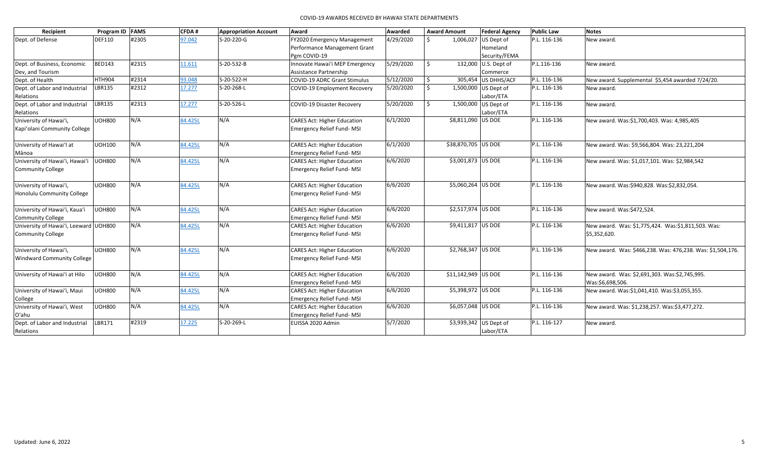| Recipient | Program ID | FAMS | CFDA # | Appropriation Account | Award | Awarded | Award Amount | Federal Agency | Public Law | Notes |
|---|---|---|---|---|---|---|---|---|---|---|
| Dept. of Defense | DEF110 | #2305 | 97.042 | S-20-220-G | FY2020 Emergency Management Performance Management Grant Pgm COVID-19 | 4/29/2020 | $ 1,006,027 | US Dept of Homeland Security/FEMA | P.L. 116-136 | New award. |
| Dept. of Business, Economic Dev, and Tourism | BED143 | #2315 | 11.611 | S-20-532-B | Innovate Hawai'i MEP Emergency Assistance Partnership | 5/29/2020 | $ 132,000 | U.S. Dept of Commerce | P.L.116-136 | New award. |
| Dept. of Health | HTH904 | #2314 | 93.048 | S-20-522-H | COVID-19 ADRC Grant Stimulus | 5/12/2020 | $ 305,454 | US DHHS/ACF | P.L. 116-136 | New award. Supplemental $5,454 awarded 7/24/20. |
| Dept. of Labor and Industrial Relations | LBR135 | #2312 | 17.277 | S-20-268-L | COVID-19 Employment Recovery | 5/20/2020 | $ 1,500,000 | US Dept of Labor/ETA | P.L. 116-136 | New award. |
| Dept. of Labor and Industrial Relations | LBR135 | #2313 | 17.277 | S-20-526-L | COVID-19 Disaster Recovery | 5/20/2020 | $ 1,500,000 | US Dept of Labor/ETA | P.L. 116-136 | New award. |
| University of Hawai'i, Kapi'olani Community College | UOH800 | N/A | 84.425L | N/A | CARES Act: Higher Education Emergency Relief Fund- MSI | 6/1/2020 | $8,811,090 | US DOE | P.L. 116-136 | New award. Was:$1,700,403. Was: 4,985,405 |
| University of Hawai'I at Mānoa | UOH100 | N/A | 84.425L | N/A | CARES Act: Higher Education Emergency Relief Fund- MSI | 6/1/2020 | $38,870,705 | US DOE | P.L. 116-136 | New award. Was: $9,566,804. Was: 23,221,204 |
| University of Hawai'i, Hawai'i Community College | UOH800 | N/A | 84.425L | N/A | CARES Act: Higher Education Emergency Relief Fund- MSI | 6/6/2020 | $3,001,873 | US DOE | P.L. 116-136 | New award. Was: $1,017,101. Was: $2,984,542 |
| University of Hawai'i, Honolulu Community College | UOH800 | N/A | 84.425L | N/A | CARES Act: Higher Education Emergency Relief Fund- MSI | 6/6/2020 | $5,060,264 | US DOE | P.L. 116-136 | New award. Was:$940,828. Was:$2,832,054. |
| University of Hawai'i, Kaua'i Community College | UOH800 | N/A | 84.425L | N/A | CARES Act: Higher Education Emergency Relief Fund- MSI | 6/6/2020 | $2,517,974 | US DOE | P.L. 116-136 | New award. Was:$472,524. |
| University of Hawai'i, Leeward Community College | UOH800 | N/A | 84.425L | N/A | CARES Act: Higher Education Emergency Relief Fund- MSI | 6/6/2020 | $9,411,817 | US DOE | P.L. 116-136 | New award. Was: $1,775,424. Was:$1,811,503. Was: $5,352,620. |
| University of Hawai'i, Windward Community College | UOH800 | N/A | 84.425L | N/A | CARES Act: Higher Education Emergency Relief Fund- MSI | 6/6/2020 | $2,768,347 | US DOE | P.L. 116-136 | New award. Was: $466,238. Was: 476,238. Was: $1,504,176. |
| University of Hawai'i at Hilo | UOH800 | N/A | 84.425L | N/A | CARES Act: Higher Education Emergency Relief Fund- MSI | 6/6/2020 | $11,142,949 | US DOE | P.L. 116-136 | New award. Was: $2,691,303. Was:$2,745,995. Was:$6,698,506. |
| University of Hawai'i, Maui College | UOH800 | N/A | 84.425L | N/A | CARES Act: Higher Education Emergency Relief Fund- MSI | 6/6/2020 | $5,398,972 | US DOE | P.L. 116-136 | New award. Was:$1,041,410. Was:$3,055,355. |
| University of Hawai'i, West O'ahu | UOH800 | N/A | 84.425L | N/A | CARES Act: Higher Education Emergency Relief Fund- MSI | 6/6/2020 | $6,057,048 | US DOE | P.L. 116-136 | New award. Was: $1,238,257. Was:$3,477,272. |
| Dept. of Labor and Industrial Relations | LBR171 | #2319 | 17.225 | S-20-269-L | EUISSA 2020 Admin | 5/7/2020 | $3,939,342 | US Dept of Labor/ETA | P.L. 116-127 | New award. |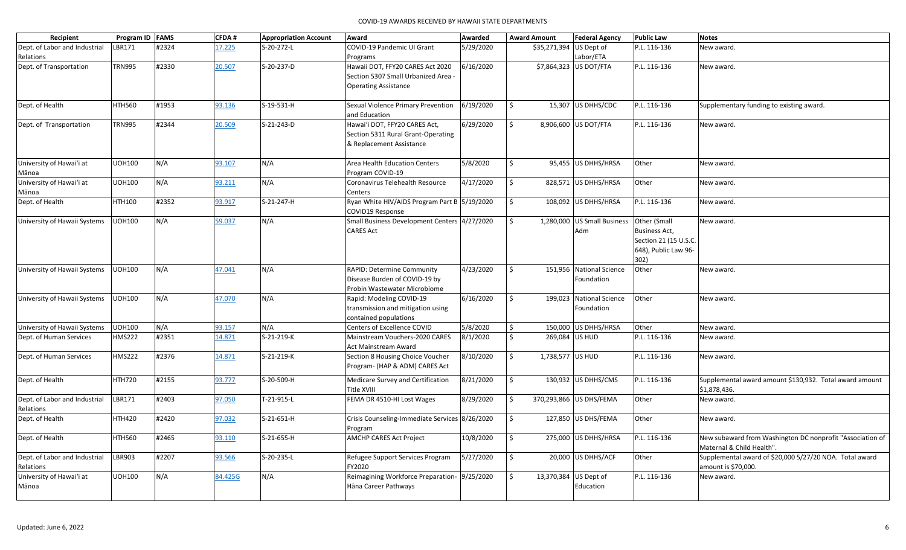| Recipient | Program ID | FAMS | CFDA # | Appropriation Account | Award | Awarded | Award Amount | Federal Agency | Public Law | Notes |
|---|---|---|---|---|---|---|---|---|---|---|
| Dept. of Labor and Industrial Relations | LBR171 | #2324 | 17.225 | S-20-272-L | COVID-19 Pandemic UI Grant Programs | 5/29/2020 | $35,271,394 | US Dept of Labor/ETA | P.L. 116-136 | New award. |
| Dept. of Transportation | TRN995 | #2330 | 20.507 | S-20-237-D | Hawaii DOT, FFY20 CARES Act 2020 Section 5307 Small Urbanized Area - Operating Assistance | 6/16/2020 | $7,864,323 | US DOT/FTA | P.L. 116-136 | New award. |
| Dept. of Health | HTH560 | #1953 | 93.136 | S-19-531-H | Sexual Violence Primary Prevention and Education | 6/19/2020 | $ 15,307 | US DHHS/CDC | P.L. 116-136 | Supplementary funding to existing award. |
| Dept. of Transportation | TRN995 | #2344 | 20.509 | S-21-243-D | Hawai'i DOT, FFY20 CARES Act, Section 5311 Rural Grant-Operating & Replacement Assistance | 6/29/2020 | $ 8,906,600 | US DOT/FTA | P.L. 116-136 | New award. |
| University of Hawai'i at Mānoa | UOH100 | N/A | 93.107 | N/A | Area Health Education Centers Program COVID-19 | 5/8/2020 | $ 95,455 | US DHHS/HRSA | Other | New award. |
| University of Hawai'i at Mānoa | UOH100 | N/A | 93.211 | N/A | Coronavirus Telehealth Resource Centers | 4/17/2020 | $ 828,571 | US DHHS/HRSA | Other | New award. |
| Dept. of Health | HTH100 | #2352 | 93.917 | S-21-247-H | Ryan White HIV/AIDS Program Part B COVID19 Response | 5/19/2020 | $ 108,092 | US DHHS/HRSA | P.L. 116-136 | New award. |
| University of Hawaii Systems | UOH100 | N/A | 59.037 | N/A | Small Business Development Centers CARES Act | 4/27/2020 | $ 1,280,000 | US Small Business Adm | Other (Small Business Act, Section 21 (15 U.S.C. 648), Public Law 96-302) | New award. |
| University of Hawaii Systems | UOH100 | N/A | 47.041 | N/A | RAPID: Determine Community Disease Burden of COVID-19 by Probin Wastewater Microbiome | 4/23/2020 | $ 151,956 | National Science Foundation | Other | New award. |
| University of Hawaii Systems | UOH100 | N/A | 47.070 | N/A | Rapid: Modeling COVID-19 transmission and mitigation using contained populations | 6/16/2020 | $ 199,023 | National Science Foundation | Other | New award. |
| University of Hawaii Systems | UOH100 | N/A | 93.157 | N/A | Centers of Excellence COVID | 5/8/2020 | $ 150,000 | US DHHS/HRSA | Other | New award. |
| Dept. of Human Services | HMS222 | #2351 | 14.871 | S-21-219-K | Mainstream Vouchers-2020 CARES Act Mainstream Award | 8/1/2020 | $ 269,084 | US HUD | P.L. 116-136 | New award. |
| Dept. of Human Services | HMS222 | #2376 | 14.871 | S-21-219-K | Section 8 Housing Choice Voucher Program- (HAP & ADM) CARES Act | 8/10/2020 | $ 1,738,577 | US HUD | P.L. 116-136 | New award. |
| Dept. of Health | HTH720 | #2155 | 93.777 | S-20-509-H | Medicare Survey and Certification Title XVIII | 8/21/2020 | $ 130,932 | US DHHS/CMS | P.L. 116-136 | Supplemental award amount $130,932. Total award amount $1,878,436. |
| Dept. of Labor and Industrial Relations | LBR171 | #2403 | 97.050 | T-21-915-L | FEMA DR 4510-HI Lost Wages | 8/29/2020 | $ 370,293,866 | US DHS/FEMA | Other | New award. |
| Dept. of Health | HTH420 | #2420 | 97.032 | S-21-651-H | Crisis Counseling-Immediate Services Program | 8/26/2020 | $ 127,850 | US DHS/FEMA | Other | New award. |
| Dept. of Health | HTH560 | #2465 | 93.110 | S-21-655-H | AMCHP CARES Act Project | 10/8/2020 | $ 275,000 | US DHHS/HRSA | P.L. 116-136 | New subaward from Washington DC nonprofit "Association of Maternal & Child Health". |
| Dept. of Labor and Industrial Relations | LBR903 | #2207 | 93.566 | S-20-235-L | Refugee Support Services Program FY2020 | 5/27/2020 | $ 20,000 | US DHHS/ACF | Other | Supplemental award of $20,000 5/27/20 NOA. Total award amount is $70,000. |
| University of Hawai'i at Mānoa | UOH100 | N/A | 84.425G | N/A | Reimagining Workforce Preparation- Hāna Career Pathways | 9/25/2020 | $ 13,370,384 | US Dept of Education | P.L. 116-136 | New award. |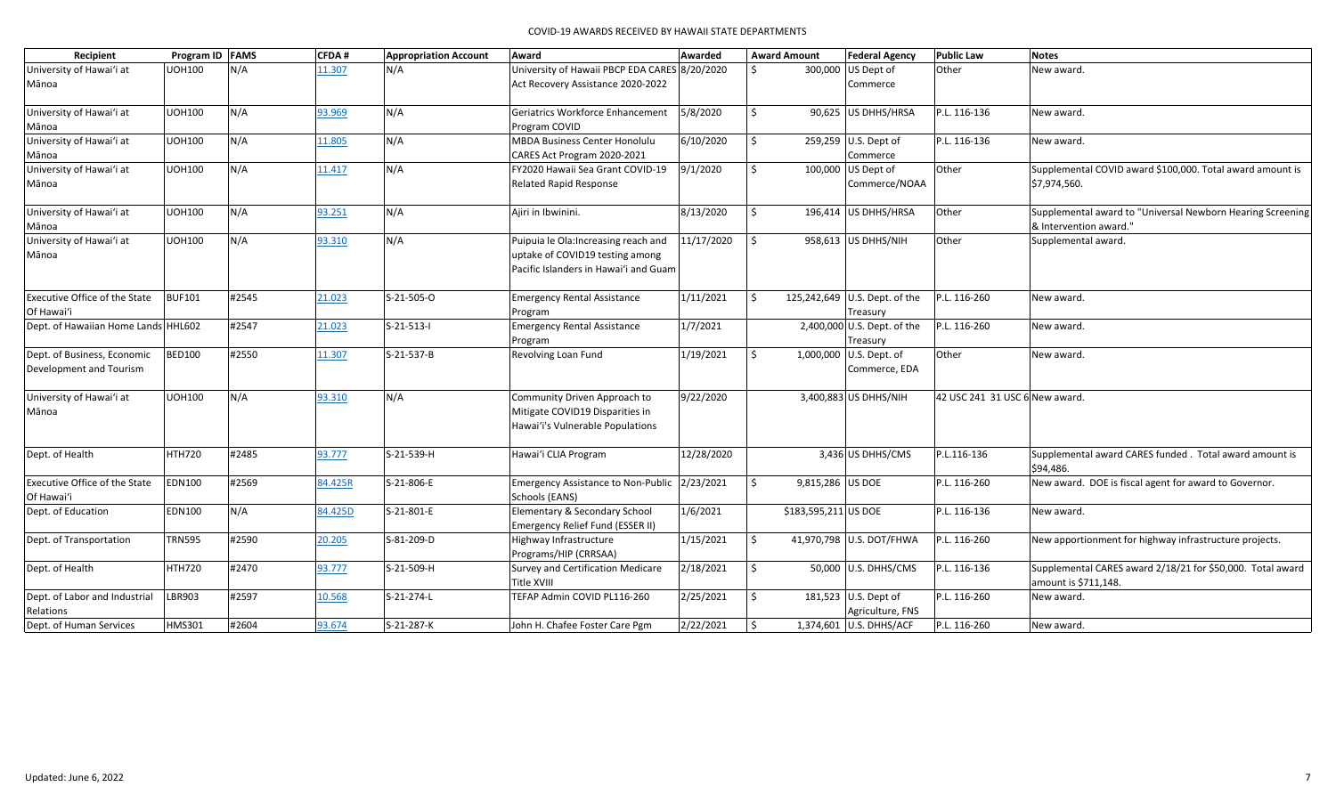| Recipient | Program ID | FAMS | CFDA # | Appropriation Account | Award | Awarded | Award Amount | Federal Agency | Public Law | Notes |
|---|---|---|---|---|---|---|---|---|---|---|
| University of Hawaiʻi at Mānoa | UOH100 | N/A | 11.307 | N/A | University of Hawaii PBCP EDA CARES Act Recovery Assistance 2020-2022 | 8/20/2020 | $ 300,000 | US Dept of Commerce | Other | New award. |
| University of Hawaiʻi at Mānoa | UOH100 | N/A | 93.969 | N/A | Geriatrics Workforce Enhancement Program COVID | 5/8/2020 | $ 90,625 | US DHHS/HRSA | P.L. 116-136 | New award. |
| University of Hawaiʻi at Mānoa | UOH100 | N/A | 11.805 | N/A | MBDA Business Center Honolulu CARES Act Program 2020-2021 | 6/10/2020 | $ 259,259 | U.S. Dept of Commerce | P.L. 116-136 | New award. |
| University of Hawaiʻi at Mānoa | UOH100 | N/A | 11.417 | N/A | FY2020 Hawaii Sea Grant COVID-19 Related Rapid Response | 9/1/2020 | $ 100,000 | US Dept of Commerce/NOAA | Other | Supplemental COVID award $100,000. Total award amount is $7,974,560. |
| University of Hawaiʻi at Mānoa | UOH100 | N/A | 93.251 | N/A | Ajiri in Ibwinini. | 8/13/2020 | $ 196,414 | US DHHS/HRSA | Other | Supplemental award to "Universal Newborn Hearing Screening & Intervention award." |
| University of Hawaiʻi at Mānoa | UOH100 | N/A | 93.310 | N/A | Puipuia le Ola:Increasing reach and uptake of COVID19 testing among Pacific Islanders in Hawaiʻi and Guam | 11/17/2020 | $ 958,613 | US DHHS/NIH | Other | Supplemental award. |
| Executive Office of the State Of Hawaiʻi | BUF101 | #2545 | 21.023 | S-21-505-O | Emergency Rental Assistance Program | 1/11/2021 | $ 125,242,649 | U.S. Dept. of the Treasury | P.L. 116-260 | New award. |
| Dept. of Hawaiian Home Lands | HHL602 | #2547 | 21.023 | S-21-513-I | Emergency Rental Assistance Program | 1/7/2021 | 2,400,000 | U.S. Dept. of the Treasury | P.L. 116-260 | New award. |
| Dept. of Business, Economic Development and Tourism | BED100 | #2550 | 11.307 | S-21-537-B | Revolving Loan Fund | 1/19/2021 | $ 1,000,000 | U.S. Dept. of Commerce, EDA | Other | New award. |
| University of Hawaiʻi at Mānoa | UOH100 | N/A | 93.310 | N/A | Community Driven Approach to Mitigate COVID19 Disparities in Hawaiʻi's Vulnerable Populations | 9/22/2020 | 3,400,883 | US DHHS/NIH | 42 USC 241 31 USC 6 | New award. |
| Dept. of Health | HTH720 | #2485 | 93.777 | S-21-539-H | Hawaiʻi CLIA Program | 12/28/2020 | 3,436 | US DHHS/CMS | P.L.116-136 | Supplemental award CARES funded . Total award amount is $94,486. |
| Executive Office of the State Of Hawaiʻi | EDN100 | #2569 | 84.425R | S-21-806-E | Emergency Assistance to Non-Public Schools (EANS) | 2/23/2021 | $ 9,815,286 | US DOE | P.L. 116-260 | New award. DOE is fiscal agent for award to Governor. |
| Dept. of Education | EDN100 | N/A | 84.425D | S-21-801-E | Elementary & Secondary School Emergency Relief Fund (ESSER II) | 1/6/2021 | $183,595,211 | US DOE | P.L. 116-136 | New award. |
| Dept. of Transportation | TRN595 | #2590 | 20.205 | S-81-209-D | Highway Infrastructure Programs/HIP (CRRSAA) | 1/15/2021 | $ 41,970,798 | U.S. DOT/FHWA | P.L. 116-260 | New apportionment for highway infrastructure projects. |
| Dept. of Health | HTH720 | #2470 | 93.777 | S-21-509-H | Survey and Certification Medicare Title XVIII | 2/18/2021 | $ 50,000 | U.S. DHHS/CMS | P.L. 116-136 | Supplemental CARES award 2/18/21 for $50,000. Total award amount is $711,148. |
| Dept. of Labor and Industrial Relations | LBR903 | #2597 | 10.568 | S-21-274-L | TEFAP Admin COVID PL116-260 | 2/25/2021 | $ 181,523 | U.S. Dept of Agriculture, FNS | P.L. 116-260 | New award. |
| Dept. of Human Services | HMS301 | #2604 | 93.674 | S-21-287-K | John H. Chafee Foster Care Pgm | 2/22/2021 | $ 1,374,601 | U.S. DHHS/ACF | P.L. 116-260 | New award. |

Updated: June 6, 2022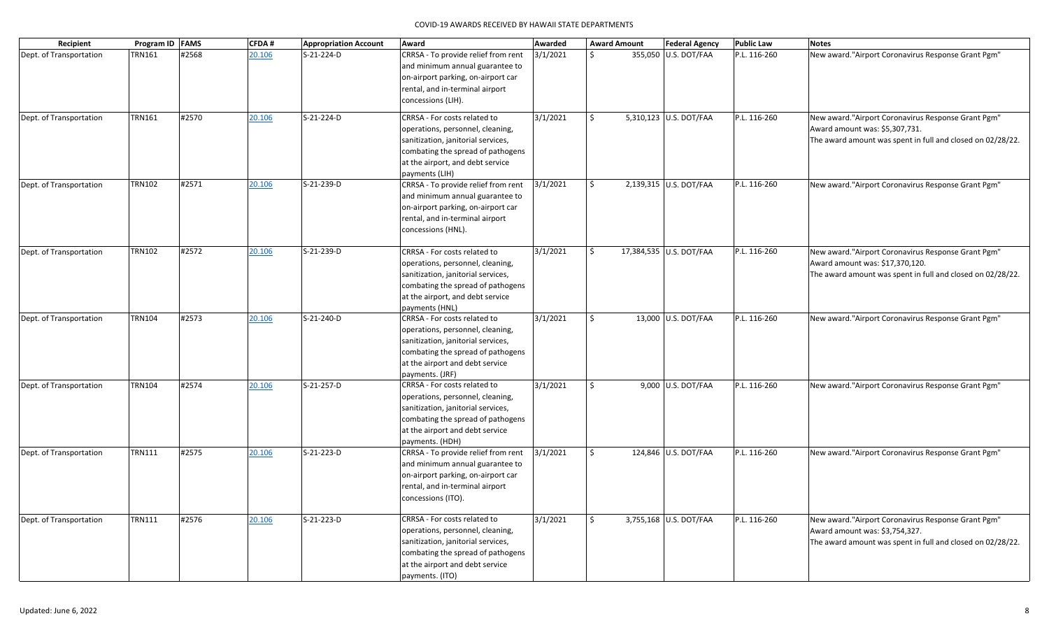| Recipient | Program ID | FAMS | CFDA # | Appropriation Account | Award | Awarded | Award Amount | Federal Agency | Public Law | Notes |
|---|---|---|---|---|---|---|---|---|---|---|
| Dept. of Transportation | TRN161 | #2568 | 20.106 | S-21-224-D | CRRSA - To provide relief from rent and minimum annual guarantee to on-airport parking, on-airport car rental, and in-terminal airport concessions (LIH). | 3/1/2021 | $ 355,050 | U.S. DOT/FAA | P.L. 116-260 | New award."Airport Coronavirus Response Grant Pgm" |
| Dept. of Transportation | TRN161 | #2570 | 20.106 | S-21-224-D | CRRSA - For costs related to operations, personnel, cleaning, sanitization, janitorial services, combating the spread of pathogens at the airport, and debt service payments (LIH) | 3/1/2021 | $ 5,310,123 | U.S. DOT/FAA | P.L. 116-260 | New award."Airport Coronavirus Response Grant Pgm" Award amount was: $5,307,731. The award amount was spent in full and closed on 02/28/22. |
| Dept. of Transportation | TRN102 | #2571 | 20.106 | S-21-239-D | CRRSA - To provide relief from rent and minimum annual guarantee to on-airport parking, on-airport car rental, and in-terminal airport concessions (HNL). | 3/1/2021 | $ 2,139,315 | U.S. DOT/FAA | P.L. 116-260 | New award."Airport Coronavirus Response Grant Pgm" |
| Dept. of Transportation | TRN102 | #2572 | 20.106 | S-21-239-D | CRRSA - For costs related to operations, personnel, cleaning, sanitization, janitorial services, combating the spread of pathogens at the airport, and debt service payments (HNL) | 3/1/2021 | $ 17,384,535 | U.S. DOT/FAA | P.L. 116-260 | New award."Airport Coronavirus Response Grant Pgm" Award amount was: $17,370,120. The award amount was spent in full and closed on 02/28/22. |
| Dept. of Transportation | TRN104 | #2573 | 20.106 | S-21-240-D | CRRSA - For costs related to operations, personnel, cleaning, sanitization, janitorial services, combating the spread of pathogens at the airport and debt service payments. (JRF) | 3/1/2021 | $ 13,000 | U.S. DOT/FAA | P.L. 116-260 | New award."Airport Coronavirus Response Grant Pgm" |
| Dept. of Transportation | TRN104 | #2574 | 20.106 | S-21-257-D | CRRSA - For costs related to operations, personnel, cleaning, sanitization, janitorial services, combating the spread of pathogens at the airport and debt service payments. (HDH) | 3/1/2021 | $ 9,000 | U.S. DOT/FAA | P.L. 116-260 | New award."Airport Coronavirus Response Grant Pgm" |
| Dept. of Transportation | TRN111 | #2575 | 20.106 | S-21-223-D | CRRSA - To provide relief from rent and minimum annual guarantee to on-airport parking, on-airport car rental, and in-terminal airport concessions (ITO). | 3/1/2021 | $ 124,846 | U.S. DOT/FAA | P.L. 116-260 | New award."Airport Coronavirus Response Grant Pgm" |
| Dept. of Transportation | TRN111 | #2576 | 20.106 | S-21-223-D | CRRSA - For costs related to operations, personnel, cleaning, sanitization, janitorial services, combating the spread of pathogens at the airport and debt service payments. (ITO) | 3/1/2021 | $ 3,755,168 | U.S. DOT/FAA | P.L. 116-260 | New award."Airport Coronavirus Response Grant Pgm" Award amount was: $3,754,327. The award amount was spent in full and closed on 02/28/22. |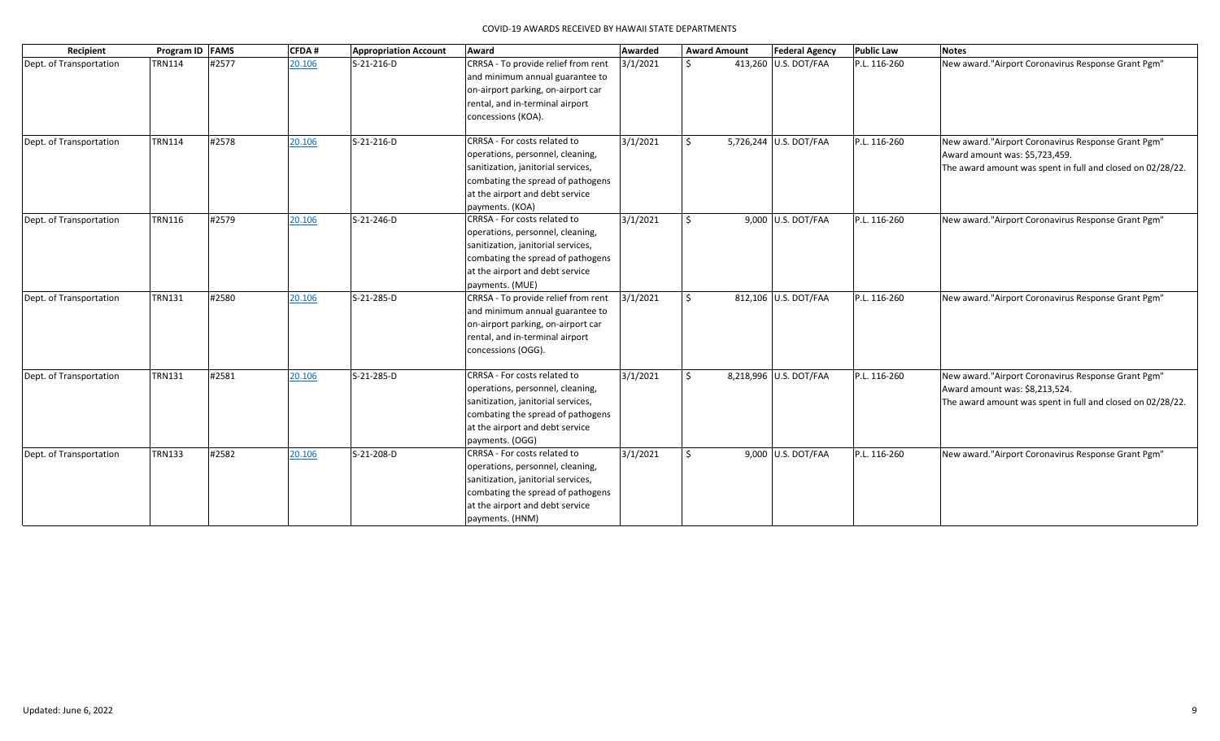| Recipient | Program ID | FAMS | CFDA # | Appropriation Account | Award | Awarded | Award Amount | Federal Agency | Public Law | Notes |
|---|---|---|---|---|---|---|---|---|---|---|
| Dept. of Transportation | TRN114 | #2577 | 20.106 | S-21-216-D | CRRSA - To provide relief from rent and minimum annual guarantee to on-airport parking, on-airport car rental, and in-terminal airport concessions (KOA). | 3/1/2021 | $ 413,260 | U.S. DOT/FAA | P.L. 116-260 | New award."Airport Coronavirus Response Grant Pgm" |
| Dept. of Transportation | TRN114 | #2578 | 20.106 | S-21-216-D | CRRSA - For costs related to operations, personnel, cleaning, sanitization, janitorial services, combating the spread of pathogens at the airport and debt service payments. (KOA) | 3/1/2021 | $ 5,726,244 | U.S. DOT/FAA | P.L. 116-260 | New award."Airport Coronavirus Response Grant Pgm" Award amount was: $5,723,459. The award amount was spent in full and closed on 02/28/22. |
| Dept. of Transportation | TRN116 | #2579 | 20.106 | S-21-246-D | CRRSA - For costs related to operations, personnel, cleaning, sanitization, janitorial services, combating the spread of pathogens at the airport and debt service payments. (MUE) | 3/1/2021 | $ 9,000 | U.S. DOT/FAA | P.L. 116-260 | New award."Airport Coronavirus Response Grant Pgm" |
| Dept. of Transportation | TRN131 | #2580 | 20.106 | S-21-285-D | CRRSA - To provide relief from rent and minimum annual guarantee to on-airport parking, on-airport car rental, and in-terminal airport concessions (OGG). | 3/1/2021 | $ 812,106 | U.S. DOT/FAA | P.L. 116-260 | New award."Airport Coronavirus Response Grant Pgm" |
| Dept. of Transportation | TRN131 | #2581 | 20.106 | S-21-285-D | CRRSA - For costs related to operations, personnel, cleaning, sanitization, janitorial services, combating the spread of pathogens at the airport and debt service payments. (OGG) | 3/1/2021 | $ 8,218,996 | U.S. DOT/FAA | P.L. 116-260 | New award."Airport Coronavirus Response Grant Pgm" Award amount was: $8,213,524. The award amount was spent in full and closed on 02/28/22. |
| Dept. of Transportation | TRN133 | #2582 | 20.106 | S-21-208-D | CRRSA - For costs related to operations, personnel, cleaning, sanitization, janitorial services, combating the spread of pathogens at the airport and debt service payments. (HNM) | 3/1/2021 | $ 9,000 | U.S. DOT/FAA | P.L. 116-260 | New award."Airport Coronavirus Response Grant Pgm" |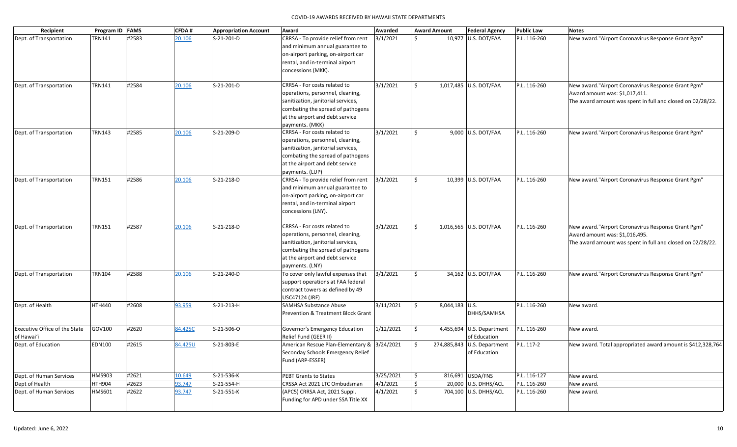# COVID-19 AWARDS RECEIVED BY HAWAII STATE DEPARTMENTS

| Recipient | Program ID | FAMS | CFDA # | Appropriation Account | Award | Awarded | Award Amount | Federal Agency | Public Law | Notes |
|---|---|---|---|---|---|---|---|---|---|---|
| Dept. of Transportation | TRN141 | #2583 | 20.106 | S-21-201-D | CRRSA - To provide relief from rent and minimum annual guarantee to on-airport parking, on-airport car rental, and in-terminal airport concessions (MKK). | 3/1/2021 | $ 10,977 | U.S. DOT/FAA | P.L. 116-260 | New award."Airport Coronavirus Response Grant Pgm" |
| Dept. of Transportation | TRN141 | #2584 | 20.106 | S-21-201-D | CRRSA - For costs related to operations, personnel, cleaning, sanitization, janitorial services, combating the spread of pathogens at the airport and debt service payments. (MKK) | 3/1/2021 | $ 1,017,485 | U.S. DOT/FAA | P.L. 116-260 | New award."Airport Coronavirus Response Grant Pgm" Award amount was: $1,017,411. The award amount was spent in full and closed on 02/28/22. |
| Dept. of Transportation | TRN143 | #2585 | 20.106 | S-21-209-D | CRRSA - For costs related to operations, personnel, cleaning, sanitization, janitorial services, combating the spread of pathogens at the airport and debt service payments. (LUP) | 3/1/2021 | $ 9,000 | U.S. DOT/FAA | P.L. 116-260 | New award."Airport Coronavirus Response Grant Pgm" |
| Dept. of Transportation | TRN151 | #2586 | 20.106 | S-21-218-D | CRRSA - To provide relief from rent and minimum annual guarantee to on-airport parking, on-airport car rental, and in-terminal airport concessions (LNY). | 3/1/2021 | $ 10,399 | U.S. DOT/FAA | P.L. 116-260 | New award."Airport Coronavirus Response Grant Pgm" |
| Dept. of Transportation | TRN151 | #2587 | 20.106 | S-21-218-D | CRRSA - For costs related to operations, personnel, cleaning, sanitization, janitorial services, combating the spread of pathogens at the airport and debt service payments. (LNY) | 3/1/2021 | $ 1,016,565 | U.S. DOT/FAA | P.L. 116-260 | New award."Airport Coronavirus Response Grant Pgm" Award amount was: $1,016,495. The award amount was spent in full and closed on 02/28/22. |
| Dept. of Transportation | TRN104 | #2588 | 20.106 | S-21-240-D | To cover only lawful expenses that support operations at FAA federal contract towers as defined by 49 USC47124 (JRF) | 3/1/2021 | $ 34,162 | U.S. DOT/FAA | P.L. 116-260 | New award."Airport Coronavirus Response Grant Pgm" |
| Dept. of Health | HTH440 | #2608 | 93.959 | S-21-213-H | SAMHSA Substance Abuse Prevention & Treatment Block Grant | 3/11/2021 | $ 8,044,183 | U.S. DHHS/SAMHSA | P.L. 116-260 | New award. |
| Executive Office of the State of Hawai'i | GOV100 | #2620 | 84.425C | S-21-506-O | Governor's Emergency Education Relief Fund (GEER II) | 1/12/2021 | $ 4,455,694 | U.S. Department of Education | P.L. 116-260 | New award. |
| Dept. of Education | EDN100 | #2615 | 84.425U | S-21-803-E | American Rescue Plan-Elementary & Seconday Schools Emergency Relief Fund (ARP-ESSER) | 3/24/2021 | $ 274,885,843 | U.S. Department of Education | P.L. 117-2 | New award. Total appropriated award amount is $412,328,764 |
| Dept. of Human Services | HMS903 | #2621 | 10.649 | S-21-536-K | PEBT Grants to States | 3/25/2021 | $ 816,691 | USDA/FNS | P.L. 116-127 | New award. |
| Dept of Health | HTH904 | #2623 | 93.747 | S-21-554-H | CRSSA Act 2021 LTC Ombudsman | 4/1/2021 | $ 20,000 | U.S. DHHS/ACL | P.L. 116-260 | New award. |
| Dept. of Human Services | HMS601 | #2622 | 93.747 | S-21-551-K | (APC5) CRRSA Act, 2021 Suppl. Funding for APD under SSA Title XX | 4/1/2021 | $ 704,100 | U.S. DHHS/ACL | P.L. 116-260 | New award. |

Updated: June 6, 2022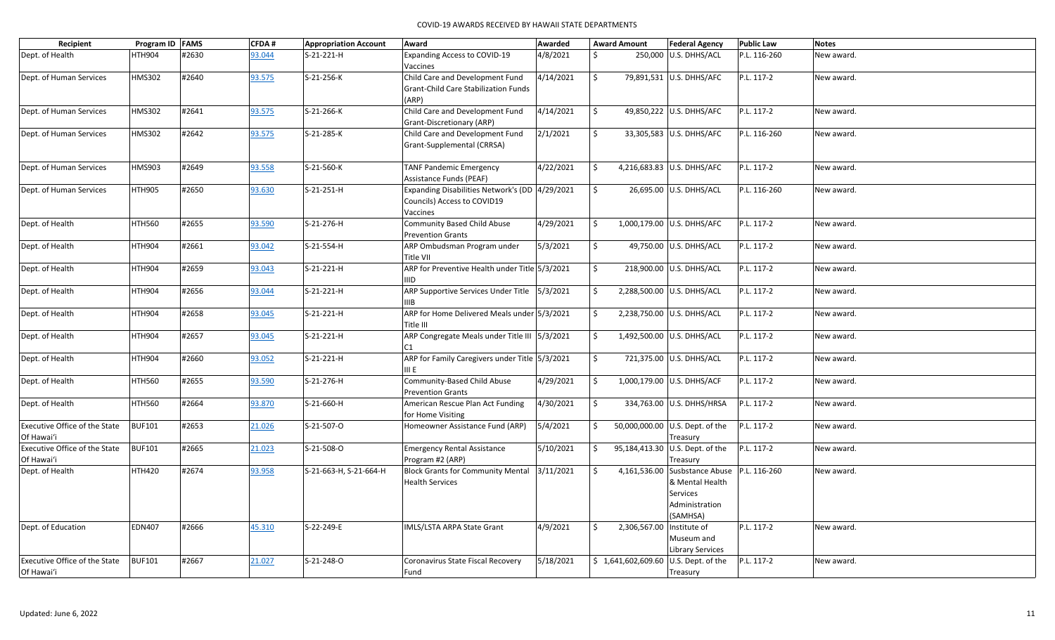# COVID-19 AWARDS RECEIVED BY HAWAII STATE DEPARTMENTS

| Recipient | Program ID | FAMS | CFDA # | Appropriation Account | Award | Awarded | Award Amount | Federal Agency | Public Law | Notes |
|---|---|---|---|---|---|---|---|---|---|---|
| Dept. of Health | HTH904 | #2630 | 93.044 | S-21-221-H | Expanding Access to COVID-19 Vaccines | 4/8/2021 | $ 250,000 | U.S. DHHS/ACL | P.L. 116-260 | New award. |
| Dept. of Human Services | HMS302 | #2640 | 93.575 | S-21-256-K | Child Care and Development Fund Grant-Child Care Stabilization Funds (ARP) | 4/14/2021 | $ 79,891,531 | U.S. DHHS/AFC | P.L. 117-2 | New award. |
| Dept. of Human Services | HMS302 | #2641 | 93.575 | S-21-266-K | Child Care and Development Fund Grant-Discretionary (ARP) | 4/14/2021 | $ 49,850,222 | U.S. DHHS/AFC | P.L. 117-2 | New award. |
| Dept. of Human Services | HMS302 | #2642 | 93.575 | S-21-285-K | Child Care and Development Fund Grant-Supplemental (CRRSA) | 2/1/2021 | $ 33,305,583 | U.S. DHHS/AFC | P.L. 116-260 | New award. |
| Dept. of Human Services | HMS903 | #2649 | 93.558 | S-21-560-K | TANF Pandemic Emergency Assistance Funds (PEAF) | 4/22/2021 | $ 4,216,683.83 | U.S. DHHS/AFC | P.L. 117-2 | New award. |
| Dept. of Human Services | HTH905 | #2650 | 93.630 | S-21-251-H | Expanding Disabilities Network's (DD Councils) Access to COVID19 Vaccines | 4/29/2021 | $ 26,695.00 | U.S. DHHS/ACL | P.L. 116-260 | New award. |
| Dept. of Health | HTH560 | #2655 | 93.590 | S-21-276-H | Community Based Child Abuse Prevention Grants | 4/29/2021 | $ 1,000,179.00 | U.S. DHHS/AFC | P.L. 117-2 | New award. |
| Dept. of Health | HTH904 | #2661 | 93.042 | S-21-554-H | ARP Ombudsman Program under Title VII | 5/3/2021 | $ 49,750.00 | U.S. DHHS/ACL | P.L. 117-2 | New award. |
| Dept. of Health | HTH904 | #2659 | 93.043 | S-21-221-H | ARP for Preventive Health under Title IIID | 5/3/2021 | $ 218,900.00 | U.S. DHHS/ACL | P.L. 117-2 | New award. |
| Dept. of Health | HTH904 | #2656 | 93.044 | S-21-221-H | ARP Supportive Services Under Title IIIB | 5/3/2021 | $ 2,288,500.00 | U.S. DHHS/ACL | P.L. 117-2 | New award. |
| Dept. of Health | HTH904 | #2658 | 93.045 | S-21-221-H | ARP for Home Delivered Meals under Title III | 5/3/2021 | $ 2,238,750.00 | U.S. DHHS/ACL | P.L. 117-2 | New award. |
| Dept. of Health | HTH904 | #2657 | 93.045 | S-21-221-H | ARP Congregate Meals under Title III C1 | 5/3/2021 | $ 1,492,500.00 | U.S. DHHS/ACL | P.L. 117-2 | New award. |
| Dept. of Health | HTH904 | #2660 | 93.052 | S-21-221-H | ARP for Family Caregivers under Title III E | 5/3/2021 | $ 721,375.00 | U.S. DHHS/ACL | P.L. 117-2 | New award. |
| Dept. of Health | HTH560 | #2655 | 93.590 | S-21-276-H | Community-Based Child Abuse Prevention Grants | 4/29/2021 | $ 1,000,179.00 | U.S. DHHS/ACF | P.L. 117-2 | New award. |
| Dept. of Health | HTH560 | #2664 | 93.870 | S-21-660-H | American Rescue Plan Act Funding for Home Visiting | 4/30/2021 | $ 334,763.00 | U.S. DHHS/HRSA | P.L. 117-2 | New award. |
| Executive Office of the State Of Hawai'i | BUF101 | #2653 | 21.026 | S-21-507-O | Homeowner Assistance Fund (ARP) | 5/4/2021 | $ 50,000,000.00 | U.S. Dept. of the Treasury | P.L. 117-2 | New award. |
| Executive Office of the State Of Hawai'i | BUF101 | #2665 | 21.023 | S-21-508-O | Emergency Rental Assistance Program #2 (ARP) | 5/10/2021 | $ 95,184,413.30 | U.S. Dept. of the Treasury | P.L. 117-2 | New award. |
| Dept. of Health | HTH420 | #2674 | 93.958 | S-21-663-H, S-21-664-H | Block Grants for Community Mental Health Services | 3/11/2021 | $ 4,161,536.00 | Susbstance Abuse & Mental Health Services Administration (SAMHSA) | P.L. 116-260 | New award. |
| Dept. of Education | EDN407 | #2666 | 45.310 | S-22-249-E | IMLS/LSTA ARPA State Grant | 4/9/2021 | $ 2,306,567.00 | Institute of Museum and Library Services | P.L. 117-2 | New award. |
| Executive Office of the State Of Hawai'i | BUF101 | #2667 | 21.027 | S-21-248-O | Coronavirus State Fiscal Recovery Fund | 5/18/2021 | $ 1,641,602,609.60 | U.S. Dept. of the Treasury | P.L. 117-2 | New award. |

Updated: June 6, 2022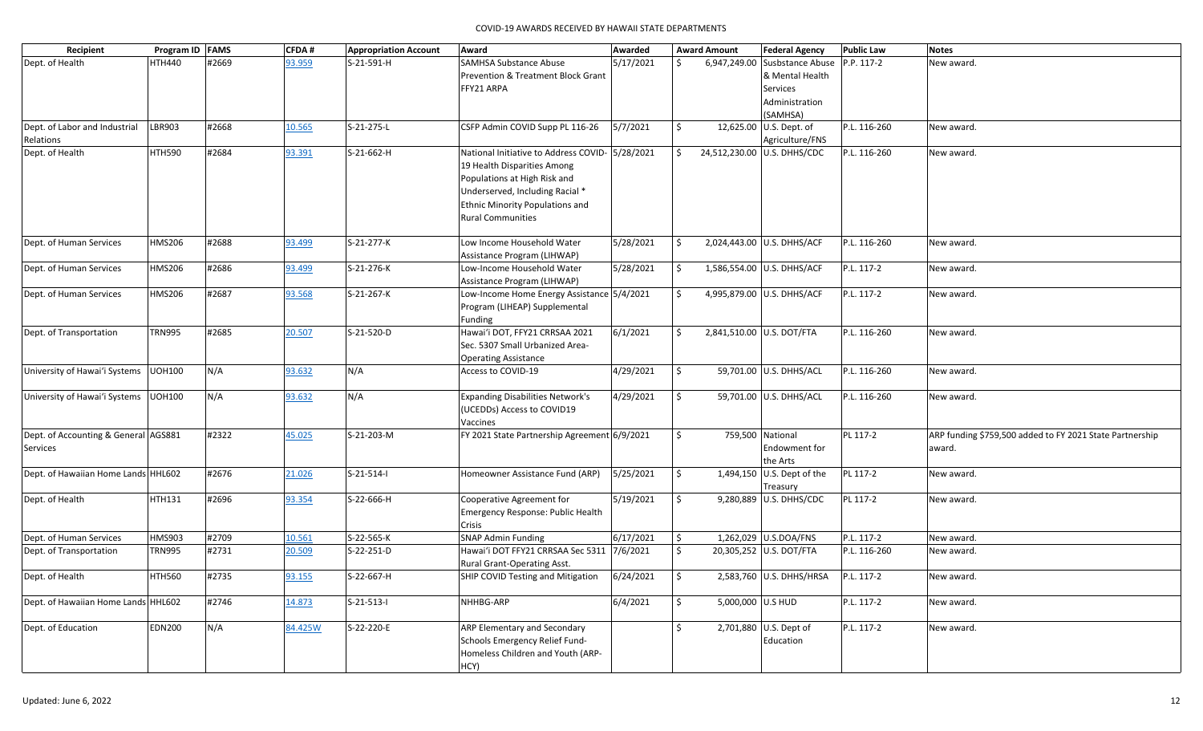COVID-19 AWARDS RECEIVED BY HAWAII STATE DEPARTMENTS

| Recipient | Program ID | FAMS | CFDA # | Appropriation Account | Award | Awarded | Award Amount | Federal Agency | Public Law | Notes |
|---|---|---|---|---|---|---|---|---|---|---|
| Dept. of Health | HTH440 | #2669 | 93.959 | S-21-591-H | SAMHSA Substance Abuse Prevention & Treatment Block Grant FFY21 ARPA | 5/17/2021 | $ 6,947,249.00 | Susbstance Abuse & Mental Health Services Administration (SAMHSA) | P.P. 117-2 | New award. |
| Dept. of Labor and Industrial Relations | LBR903 | #2668 | 10.565 | S-21-275-L | CSFP Admin COVID Supp PL 116-26 | 5/7/2021 | $ 12,625.00 | U.S. Dept. of Agriculture/FNS | P.L. 116-260 | New award. |
| Dept. of Health | HTH590 | #2684 | 93.391 | S-21-662-H | National Initiative to Address COVID-19 Health Disparities Among Populations at High Risk and Underserved, Including Racial * Ethnic Minority Populations and Rural Communities | 5/28/2021 | $ 24,512,230.00 | U.S. DHHS/CDC | P.L. 116-260 | New award. |
| Dept. of Human Services | HMS206 | #2688 | 93.499 | S-21-277-K | Low Income Household Water Assistance Program (LIHWAP) | 5/28/2021 | $ 2,024,443.00 | U.S. DHHS/ACF | P.L. 116-260 | New award. |
| Dept. of Human Services | HMS206 | #2686 | 93.499 | S-21-276-K | Low-Income Household Water Assistance Program (LIHWAP) | 5/28/2021 | $ 1,586,554.00 | U.S. DHHS/ACF | P.L. 117-2 | New award. |
| Dept. of Human Services | HMS206 | #2687 | 93.568 | S-21-267-K | Low-Income Home Energy Assistance Program (LIHEAP) Supplemental Funding | 5/4/2021 | $ 4,995,879.00 | U.S. DHHS/ACF | P.L. 117-2 | New award. |
| Dept. of Transportation | TRN995 | #2685 | 20.507 | S-21-520-D | Hawai'i DOT, FFY21 CRRSAA 2021 Sec. 5307 Small Urbanized Area-Operating Assistance | 6/1/2021 | $ 2,841,510.00 | U.S. DOT/FTA | P.L. 116-260 | New award. |
| University of Hawai'i Systems | UOH100 | N/A | 93.632 | N/A | Access to COVID-19 | 4/29/2021 | $ 59,701.00 | U.S. DHHS/ACL | P.L. 116-260 | New award. |
| University of Hawai'i Systems | UOH100 | N/A | 93.632 | N/A | Expanding Disabilities Network's (UCEDDs) Access to COVID19 Vaccines | 4/29/2021 | $ 59,701.00 | U.S. DHHS/ACL | P.L. 116-260 | New award. |
| Dept. of Accounting & General Services | AGS881 | #2322 | 45.025 | S-21-203-M | FY 2021 State Partnership Agreement | 6/9/2021 | $ 759,500 | National Endowment for the Arts | PL 117-2 | ARP funding $759,500 added to FY 2021 State Partnership award. |
| Dept. of Hawaiian Home Lands | HHL602 | #2676 | 21.026 | S-21-514-I | Homeowner Assistance Fund (ARP) | 5/25/2021 | $ 1,494,150 | U.S. Dept of the Treasury | PL 117-2 | New award. |
| Dept. of Health | HTH131 | #2696 | 93.354 | S-22-666-H | Cooperative Agreement for Emergency Response: Public Health Crisis | 5/19/2021 | $ 9,280,889 | U.S. DHHS/CDC | PL 117-2 | New award. |
| Dept. of Human Services | HMS903 | #2709 | 10.561 | S-22-565-K | SNAP Admin Funding | 6/17/2021 | $ 1,262,029 | U.S.DOA/FNS | P.L. 117-2 | New award. |
| Dept. of Transportation | TRN995 | #2731 | 20.509 | S-22-251-D | Hawai'i DOT FFY21 CRRSAA Sec 5311 Rural Grant-Operating Asst. | 7/6/2021 | $ 20,305,252 | U.S. DOT/FTA | P.L. 116-260 | New award. |
| Dept. of Health | HTH560 | #2735 | 93.155 | S-22-667-H | SHIP COVID Testing and Mitigation | 6/24/2021 | $ 2,583,760 | U.S. DHHS/HRSA | P.L. 117-2 | New award. |
| Dept. of Hawaiian Home Lands | HHL602 | #2746 | 14.873 | S-21-513-I | NHHBG-ARP | 6/4/2021 | $ 5,000,000 | U.S HUD | P.L. 117-2 | New award. |
| Dept. of Education | EDN200 | N/A | 84.425W | S-22-220-E | ARP Elementary and Secondary Schools Emergency Relief Fund-Homeless Children and Youth (ARP-HCY) | | $ 2,701,880 | U.S. Dept of Education | P.L. 117-2 | New award. |

Updated: June 6, 2022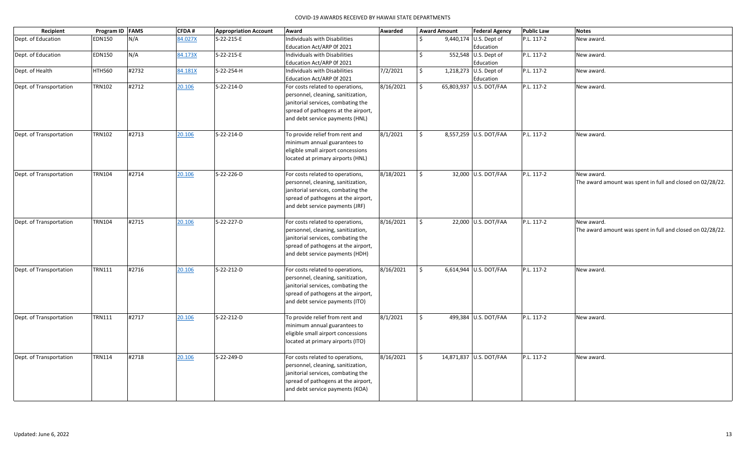| Recipient | Program ID | FAMS | CFDA # | Appropriation Account | Award | Awarded | Award Amount | Federal Agency | Public Law | Notes |
|---|---|---|---|---|---|---|---|---|---|---|
| Dept. of Education | EDN150 | N/A | 84.027X | S-22-215-E | Individuals with Disabilities Education Act/ARP 0f 2021 | | $ 9,440,174 | U.S. Dept of Education | P.L. 117-2 | New award. |
| Dept. of Education | EDN150 | N/A | 84.173X | S-22-215-E | Individuals with Disabilities Education Act/ARP 0f 2021 | | $ 552,548 | U.S. Dept of Education | P.L. 117-2 | New award. |
| Dept. of Health | HTH560 | #2732 | 84.181X | S-22-254-H | Individuals with Disabilities Education Act/ARP 0f 2021 | 7/2/2021 | $ 1,218,273 | U.S. Dept of Education | P.L. 117-2 | New award. |
| Dept. of Transportation | TRN102 | #2712 | 20.106 | S-22-214-D | For costs related to operations, personnel, cleaning, sanitization, janitorial services, combating the spread of pathogens at the airport, and debt service payments (HNL) | 8/16/2021 | $ 65,803,937 | U.S. DOT/FAA | P.L. 117-2 | New award. |
| Dept. of Transportation | TRN102 | #2713 | 20.106 | S-22-214-D | To provide relief from rent and minimum annual guarantees to eligible small airport concessions located at primary airports (HNL) | 8/1/2021 | $ 8,557,259 | U.S. DOT/FAA | P.L. 117-2 | New award. |
| Dept. of Transportation | TRN104 | #2714 | 20.106 | S-22-226-D | For costs related to operations, personnel, cleaning, sanitization, janitorial services, combating the spread of pathogens at the airport, and debt service payments (JRF) | 8/18/2021 | $ 32,000 | U.S. DOT/FAA | P.L. 117-2 | New award. The award amount was spent in full and closed on 02/28/22. |
| Dept. of Transportation | TRN104 | #2715 | 20.106 | S-22-227-D | For costs related to operations, personnel, cleaning, sanitization, janitorial services, combating the spread of pathogens at the airport, and debt service payments (HDH) | 8/16/2021 | $ 22,000 | U.S. DOT/FAA | P.L. 117-2 | New award. The award amount was spent in full and closed on 02/28/22. |
| Dept. of Transportation | TRN111 | #2716 | 20.106 | S-22-212-D | For costs related to operations, personnel, cleaning, sanitization, janitorial services, combating the spread of pathogens at the airport, and debt service payments (ITO) | 8/16/2021 | $ 6,614,944 | U.S. DOT/FAA | P.L. 117-2 | New award. |
| Dept. of Transportation | TRN111 | #2717 | 20.106 | S-22-212-D | To provide relief from rent and minimum annual guarantees to eligible small airport concessions located at primary airports (ITO) | 8/1/2021 | $ 499,384 | U.S. DOT/FAA | P.L. 117-2 | New award. |
| Dept. of Transportation | TRN114 | #2718 | 20.106 | S-22-249-D | For costs related to operations, personnel, cleaning, sanitization, janitorial services, combating the spread of pathogens at the airport, and debt service payments (KOA) | 8/16/2021 | $ 14,871,837 | U.S. DOT/FAA | P.L. 117-2 | New award. |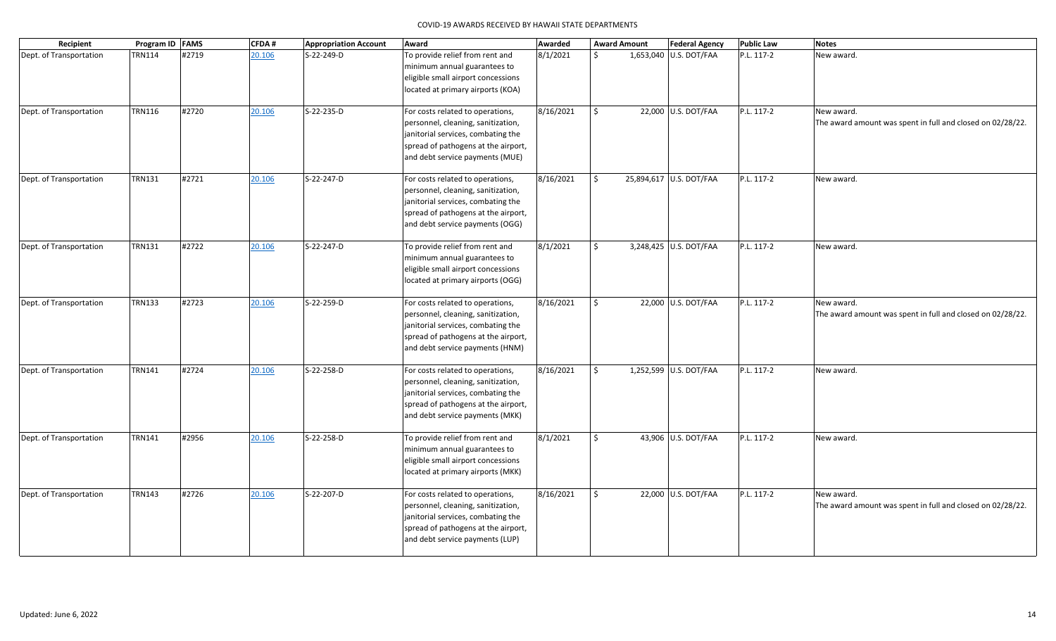| Recipient | Program ID | FAMS | CFDA # | Appropriation Account | Award | Awarded | Award Amount | Federal Agency | Public Law | Notes |
|---|---|---|---|---|---|---|---|---|---|---|
| Dept. of Transportation | TRN114 | #2719 | 20.106 | S-22-249-D | To provide relief from rent and minimum annual guarantees to eligible small airport concessions located at primary airports (KOA) | 8/1/2021 | $ 1,653,040 | U.S. DOT/FAA | P.L. 117-2 | New award. |
| Dept. of Transportation | TRN116 | #2720 | 20.106 | S-22-235-D | For costs related to operations, personnel, cleaning, sanitization, janitorial services, combating the spread of pathogens at the airport, and debt service payments (MUE) | 8/16/2021 | $ 22,000 | U.S. DOT/FAA | P.L. 117-2 | New award. The award amount was spent in full and closed on 02/28/22. |
| Dept. of Transportation | TRN131 | #2721 | 20.106 | S-22-247-D | For costs related to operations, personnel, cleaning, sanitization, janitorial services, combating the spread of pathogens at the airport, and debt service payments (OGG) | 8/16/2021 | $ 25,894,617 | U.S. DOT/FAA | P.L. 117-2 | New award. |
| Dept. of Transportation | TRN131 | #2722 | 20.106 | S-22-247-D | To provide relief from rent and minimum annual guarantees to eligible small airport concessions located at primary airports (OGG) | 8/1/2021 | $ 3,248,425 | U.S. DOT/FAA | P.L. 117-2 | New award. |
| Dept. of Transportation | TRN133 | #2723 | 20.106 | S-22-259-D | For costs related to operations, personnel, cleaning, sanitization, janitorial services, combating the spread of pathogens at the airport, and debt service payments (HNM) | 8/16/2021 | $ 22,000 | U.S. DOT/FAA | P.L. 117-2 | New award. The award amount was spent in full and closed on 02/28/22. |
| Dept. of Transportation | TRN141 | #2724 | 20.106 | S-22-258-D | For costs related to operations, personnel, cleaning, sanitization, janitorial services, combating the spread of pathogens at the airport, and debt service payments (MKK) | 8/16/2021 | $ 1,252,599 | U.S. DOT/FAA | P.L. 117-2 | New award. |
| Dept. of Transportation | TRN141 | #2956 | 20.106 | S-22-258-D | To provide relief from rent and minimum annual guarantees to eligible small airport concessions located at primary airports (MKK) | 8/1/2021 | $ 43,906 | U.S. DOT/FAA | P.L. 117-2 | New award. |
| Dept. of Transportation | TRN143 | #2726 | 20.106 | S-22-207-D | For costs related to operations, personnel, cleaning, sanitization, janitorial services, combating the spread of pathogens at the airport, and debt service payments (LUP) | 8/16/2021 | $ 22,000 | U.S. DOT/FAA | P.L. 117-2 | New award. The award amount was spent in full and closed on 02/28/22. |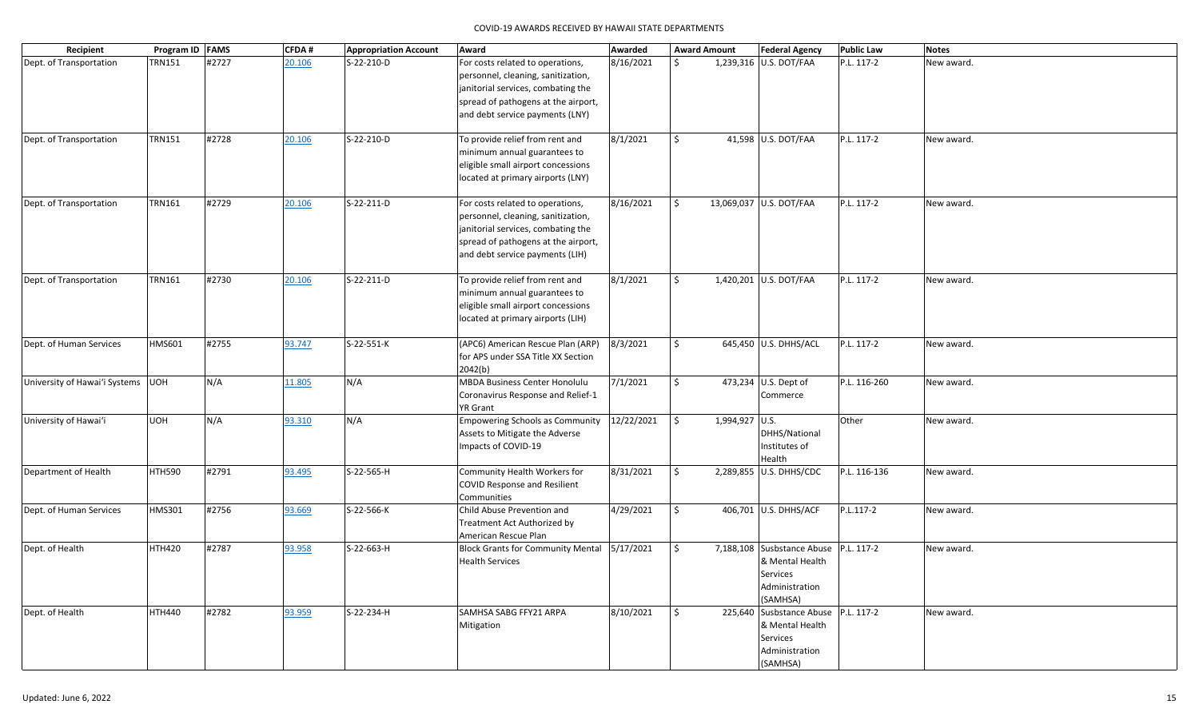| Recipient | Program ID | FAMS | CFDA # | Appropriation Account | Award | Awarded | Award Amount | Federal Agency | Public Law | Notes |
|---|---|---|---|---|---|---|---|---|---|---|
| Dept. of Transportation | TRN151 | #2727 | 20.106 | S-22-210-D | For costs related to operations, personnel, cleaning, sanitization, janitorial services, combating the spread of pathogens at the airport, and debt service payments (LNY) | 8/16/2021 | $ 1,239,316 | U.S. DOT/FAA | P.L. 117-2 | New award. |
| Dept. of Transportation | TRN151 | #2728 | 20.106 | S-22-210-D | To provide relief from rent and minimum annual guarantees to eligible small airport concessions located at primary airports (LNY) | 8/1/2021 | $ 41,598 | U.S. DOT/FAA | P.L. 117-2 | New award. |
| Dept. of Transportation | TRN161 | #2729 | 20.106 | S-22-211-D | For costs related to operations, personnel, cleaning, sanitization, janitorial services, combating the spread of pathogens at the airport, and debt service payments (LIH) | 8/16/2021 | $ 13,069,037 | U.S. DOT/FAA | P.L. 117-2 | New award. |
| Dept. of Transportation | TRN161 | #2730 | 20.106 | S-22-211-D | To provide relief from rent and minimum annual guarantees to eligible small airport concessions located at primary airports (LIH) | 8/1/2021 | $ 1,420,201 | U.S. DOT/FAA | P.L. 117-2 | New award. |
| Dept. of Human Services | HMS601 | #2755 | 93.747 | S-22-551-K | (APC6) American Rescue Plan (ARP) for APS under SSA Title XX Section 2042(b) | 8/3/2021 | $ 645,450 | U.S. DHHS/ACL | P.L. 117-2 | New award. |
| University of Hawai'i Systems | UOH | N/A | 11.805 | N/A | MBDA Business Center Honolulu Coronavirus Response and Relief-1 YR Grant | 7/1/2021 | $ 473,234 | U.S. Dept of Commerce | P.L. 116-260 | New award. |
| University of Hawai'i | UOH | N/A | 93.310 | N/A | Empowering Schools as Community Assets to Mitigate the Adverse Impacts of COVID-19 | 12/22/2021 | $ 1,994,927 | U.S. DHHS/National Institutes of Health | Other | New award. |
| Department of Health | HTH590 | #2791 | 93.495 | S-22-565-H | Community Health Workers for COVID Response and Resilient Communities | 8/31/2021 | $ 2,289,855 | U.S. DHHS/CDC | P.L. 116-136 | New award. |
| Dept. of Human Services | HMS301 | #2756 | 93.669 | S-22-566-K | Child Abuse Prevention and Treatment Act Authorized by American Rescue Plan | 4/29/2021 | $ 406,701 | U.S. DHHS/ACF | P.L.117-2 | New award. |
| Dept. of Health | HTH420 | #2787 | 93.958 | S-22-663-H | Block Grants for Community Mental Health Services | 5/17/2021 | $ 7,188,108 | Susbstance Abuse & Mental Health Services Administration (SAMHSA) | P.L. 117-2 | New award. |
| Dept. of Health | HTH440 | #2782 | 93.959 | S-22-234-H | SAMHSA SABG FFY21 ARPA Mitigation | 8/10/2021 | $ 225,640 | Susbstance Abuse & Mental Health Services Administration (SAMHSA) | P.L. 117-2 | New award. |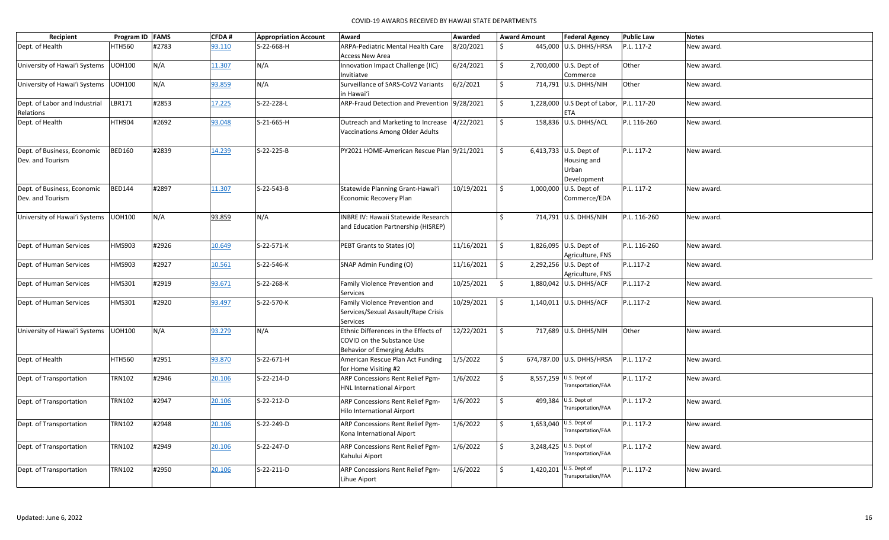COVID-19 AWARDS RECEIVED BY HAWAII STATE DEPARTMENTS

| Recipient | Program ID | FAMS | CFDA # | Appropriation Account | Award | Awarded | Award Amount | Federal Agency | Public Law | Notes |
|---|---|---|---|---|---|---|---|---|---|---|
| Dept. of Health | HTH560 | #2783 | 93.110 | S-22-668-H | ARPA-Pediatric Mental Health Care Access New Area | 8/20/2021 | $ 445,000 | U.S. DHHS/HRSA | P.L. 117-2 | New award. |
| University of Hawai'i Systems | UOH100 | N/A | 11.307 | N/A | Innovation Impact Challenge (IIC) Invitiatve | 6/24/2021 | $ 2,700,000 | U.S. Dept of Commerce | Other | New award. |
| University of Hawai'i Systems | UOH100 | N/A | 93.859 | N/A | Surveillance of SARS-CoV2 Variants in Hawai'i | 6/2/2021 | $ 714,791 | U.S. DHHS/NIH | Other | New award. |
| Dept. of Labor and Industrial Relations | LBR171 | #2853 | 17.225 | S-22-228-L | ARP-Fraud Detection and Prevention | 9/28/2021 | $ 1,228,000 | U.S Dept of Labor, ETA | P.L. 117-20 | New award. |
| Dept. of Health | HTH904 | #2692 | 93.048 | S-21-665-H | Outreach and Marketing to Increase Vaccinations Among Older Adults | 4/22/2021 | $ 158,836 | U.S. DHHS/ACL | P.L 116-260 | New award. |
| Dept. of Business, Economic Dev. and Tourism | BED160 | #2839 | 14.239 | S-22-225-B | PY2021 HOME-American Rescue Plan | 9/21/2021 | $ 6,413,733 | U.S. Dept of Housing and Urban Development | P.L. 117-2 | New award. |
| Dept. of Business, Economic Dev. and Tourism | BED144 | #2897 | 11.307 | S-22-543-B | Statewide Planning Grant-Hawai'i Economic Recovery Plan | 10/19/2021 | $ 1,000,000 | U.S. Dept of Commerce/EDA | P.L. 117-2 | New award. |
| University of Hawai'i Systems | UOH100 | N/A | 93.859 | N/A | INBRE IV: Hawaii Statewide Research and Education Partnership (HISREP) | | $ 714,791 | U.S. DHHS/NIH | P.L. 116-260 | New award. |
| Dept. of Human Services | HMS903 | #2926 | 10.649 | S-22-571-K | PEBT Grants to States (O) | 11/16/2021 | $ 1,826,095 | U.S. Dept of Agriculture, FNS | P.L. 116-260 | New award. |
| Dept. of Human Services | HMS903 | #2927 | 10.561 | S-22-546-K | SNAP Admin Funding (O) | 11/16/2021 | $ 2,292,256 | U.S. Dept of Agriculture, FNS | P.L.117-2 | New award. |
| Dept. of Human Services | HMS301 | #2919 | 93.671 | S-22-268-K | Family Violence Prevention and Services | 10/25/2021 | $ 1,880,042 | U.S. DHHS/ACF | P.L.117-2 | New award. |
| Dept. of Human Services | HMS301 | #2920 | 93.497 | S-22-570-K | Family Violence Prevention and Services/Sexual Assault/Rape Crisis Services | 10/29/2021 | $ 1,140,011 | U.S. DHHS/ACF | P.L.117-2 | New award. |
| University of Hawai'i Systems | UOH100 | N/A | 93.279 | N/A | Ethnic Differences in the Effects of COVID on the Substance Use Behavior of Emerging Adults | 12/22/2021 | $ 717,689 | U.S. DHHS/NIH | Other | New award. |
| Dept. of Health | HTH560 | #2951 | 93.870 | S-22-671-H | American Rescue Plan Act Funding for Home Visiting #2 | 1/5/2022 | $ 674,787.00 | U.S. DHHS/HRSA | P.L. 117-2 | New award. |
| Dept. of Transportation | TRN102 | #2946 | 20.106 | S-22-214-D | ARP Concessions Rent Relief Pgm-HNL International Airport | 1/6/2022 | $ 8,557,259 | U.S. Dept of Transportation/FAA | P.L. 117-2 | New award. |
| Dept. of Transportation | TRN102 | #2947 | 20.106 | S-22-212-D | ARP Concessions Rent Relief Pgm-Hilo International Airport | 1/6/2022 | $ 499,384 | U.S. Dept of Transportation/FAA | P.L. 117-2 | New award. |
| Dept. of Transportation | TRN102 | #2948 | 20.106 | S-22-249-D | ARP Concessions Rent Relief Pgm-Kona International Aiport | 1/6/2022 | $ 1,653,040 | U.S. Dept of Transportation/FAA | P.L. 117-2 | New award. |
| Dept. of Transportation | TRN102 | #2949 | 20.106 | S-22-247-D | ARP Concessions Rent Relief Pgm-Kahului Aiport | 1/6/2022 | $ 3,248,425 | U.S. Dept of Transportation/FAA | P.L. 117-2 | New award. |
| Dept. of Transportation | TRN102 | #2950 | 20.106 | S-22-211-D | ARP Concessions Rent Relief Pgm-Lihue Aiport | 1/6/2022 | $ 1,420,201 | U.S. Dept of Transportation/FAA | P.L. 117-2 | New award. |

Updated: June 6, 2022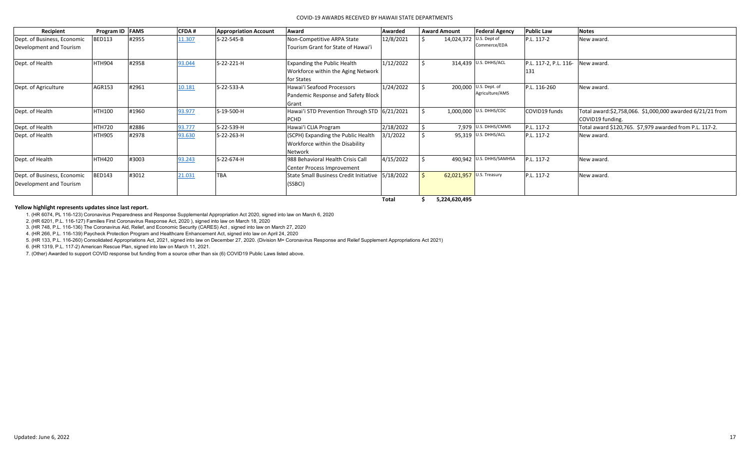COVID-19 AWARDS RECEIVED BY HAWAII STATE DEPARTMENTS

| Recipient | Program ID | FAMS | CFDA # | Appropriation Account | Award | Awarded | Award Amount | Federal Agency | Public Law | Notes |
|---|---|---|---|---|---|---|---|---|---|---|
| Dept. of Business, Economic Development and Tourism | BED113 | #2955 | 11.307 | S-22-545-B | Non-Competitive ARPA State Tourism Grant for State of Hawai'i | 12/8/2021 | $ 14,024,372 | U.S. Dept of Commerce/EDA | P.L. 117-2 | New award. |
| Dept. of Health | HTH904 | #2958 | 93.044 | S-22-221-H | Expanding the Public Health Workforce within the Aging Network for States | 1/12/2022 | $ 314,439 | U.S. DHHS/ACL | P.L. 117-2, P.L. 116-131 | New award. |
| Dept. of Agriculture | AGR153 | #2961 | 10.181 | S-22-533-A | Hawai'i Seafood Processors Pandemic Response and Safety Block Grant | 1/24/2022 | $ 200,000 | U.S. Dept. of Agriculture/AMS | P.L. 116-260 | New award. |
| Dept. of Health | HTH100 | #1960 | 93.977 | S-19-500-H | Hawai'i STD Prevention Through STD PCHD | 6/21/2021 | $ 1,000,000 | U.S. DHHS/CDC | COVID19 funds | Total award:$2,758,066. $1,000,000 awarded 6/21/21 from COVID19 funding. |
| Dept. of Health | HTH720 | #2886 | 93.777 | S-22-539-H | Hawai'i CLIA Program | 2/18/2022 | $ 7,979 | U.S. DHHS/CMMS | P.L. 117-2 | Total award $120,765. $7,979 awarded from P.L. 117-2. |
| Dept. of Health | HTH905 | #2978 | 93.630 | S-22-263-H | (SCPH) Expanding the Public Health Workforce within the Disability Network | 3/1/2022 | $ 95,319 | U.S. DHHS/ACL | P.L. 117-2 | New award. |
| Dept. of Health | HTH420 | #3003 | 93.243 | S-22-674-H | 988 Behavioral Health Crisis Call Center Process Improvement | 4/15/2022 | $ 490,942 | U.S. DHHS/SAMHSA | P.L. 117-2 | New award. |
| Dept. of Business, Economic Development and Tourism | BED143 | #3012 | 21.031 | TBA | State Small Business Credit Initiative (SSBCI) | 5/18/2022 | $ 62,021,957 | U.S. Treasury | P.L. 117-2 | New award. |
| | | | | | | Total | $ 5,224,620,495 | | | |

**Yellow highlight represents updates since last report.**

1. (HR 6074, PL 116-123) Coronavirus Preparedness and Response Supplemental Appropriation Act 2020, signed into law on March 6, 2020
2. (HR 6201, P.L. 116-127) Families First Coronavirus Response Act, 2020 ), signed into law on March 18, 2020
3. (HR 748, P.L. 116-136) The Coronavirus Aid, Relief, and Economic Security (CARES) Act , signed into law on March 27, 2020
4. (HR 266, P.L. 116-139) Paycheck Protection Program and Healthcare Enhancement Act, signed into law on April 24, 2020
5. (HR 133, P.L. 116-260) Consolidated Appropriations Act, 2021, signed into law on December 27, 2020. (Division M= Coronavirus Response and Relief Supplement Appropriations Act 2021)
6. (HR 1319, P.L. 117-2) American Rescue Plan, signed into law on March 11, 2021.
7. (Other) Awarded to support COVID response but funding from a source other than six (6) COVID19 Public Laws listed above.

Updated: June 6, 2022